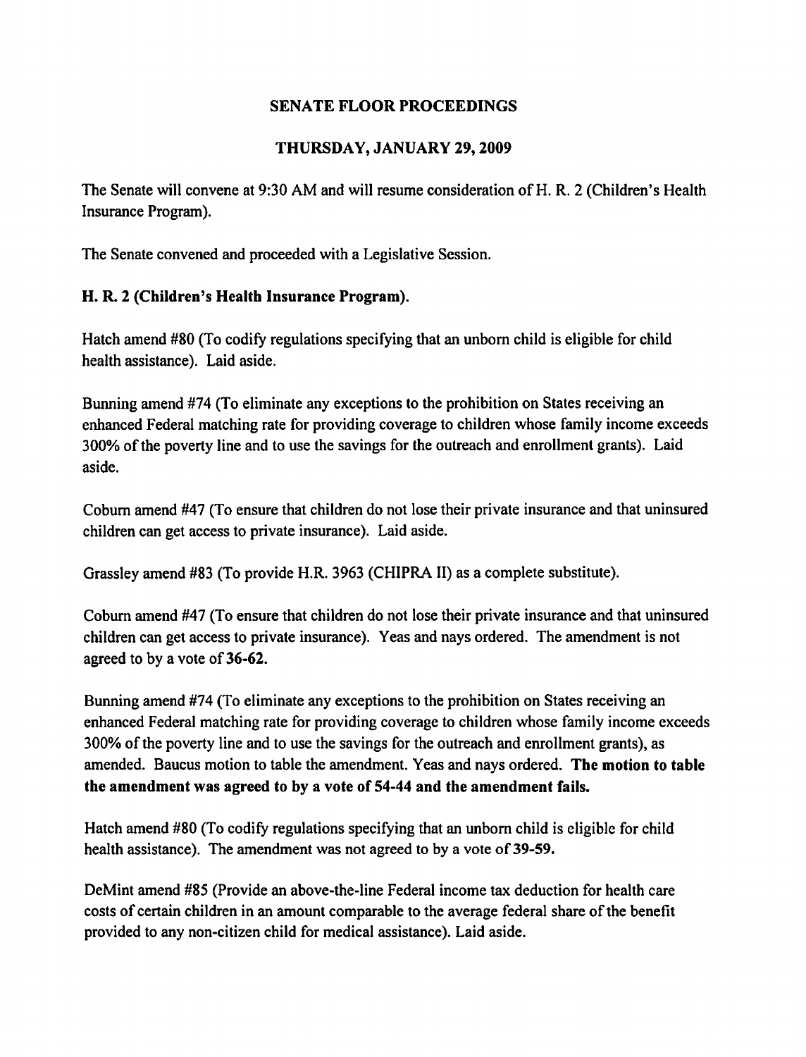## SENATE FLOOR PROCEEDINGS

## THURSDAY, JANUARY 29, 2009

The Senate will convene at 9:30 AM and will resume consideration of H. R. 2 (Children's Health Insurance Program).

The Senate convened and proceeded with a Legislative Session.

**H. R. 2 (Children's Health Insurance Program).**

Hatch amend #80 (To codify regulations specifying that an unborn child is eligible for child health assistance). Laid aside.

Bunning amend #74 (To eliminate any exceptions to the prohibition on States receiving an enhanced Federal matching rate for providing coverage to children whose family income exceeds 300% of the poverty line and to use the savings for the outreach and enrollment grants). Laid aside.

Coburn amend #47 (To ensure that children do not lose their private insurance and that uninsured children can get access to private insurance). Laid aside.

Grassley amend #83 (To provide H.R. 3963 (CHIPRA II) as a complete substitute).

Coburn amend #47 (To ensure that children do not lose their private insurance and that uninsured children can get access to private insurance). Yeas and nays ordered. The amendment is not agreed to by a vote of **36-62.**

Bunning amend #74 (To eliminate any exceptions to the prohibition on States receiving an enhanced Federal matching rate for providing coverage to children whose family income exceeds 300% of the poverty line and to use the savings for the outreach and enrollment grants), as amended. Baucus motion to table the amendment. Yeas and nays ordered. **The motion to table the amendment was agreed to by a vote of 54-44 and the amendment fails.**

Hatch amend #80 (To codify regulations specifying that an unborn child is eligible for child health assistance). The amendment was not agreed to by a vote of **39-59.**

DeMint amend #85 (Provide an above-the-line Federal income tax deduction for health care costs of certain children in an amount comparable to the average federal share of the benefit provided to any non-citizen child for medical assistance). Laid aside.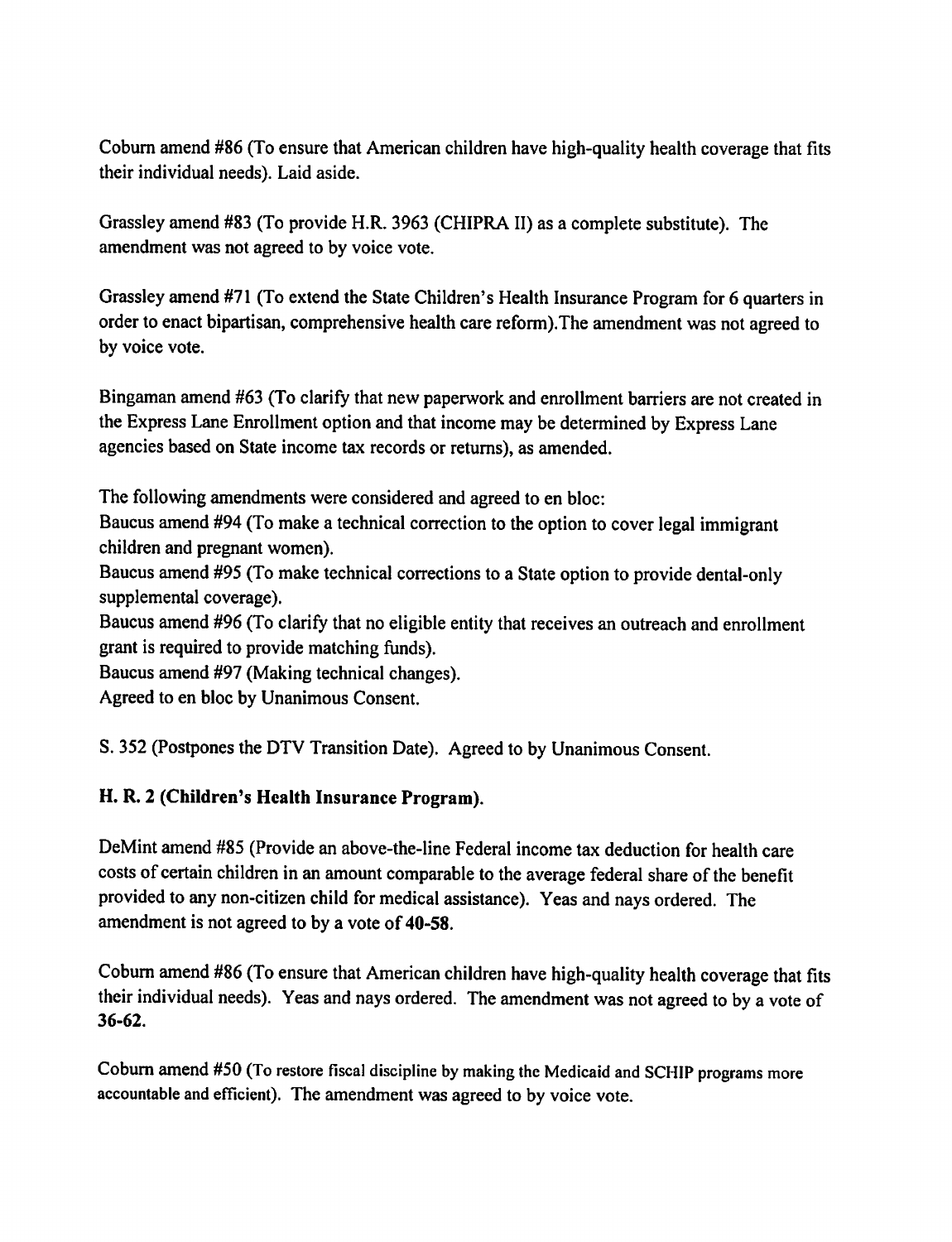Coburn amend #86 (To ensure that American children have high-quality health coverage that fits their individual needs). Laid aside.

Grassley amend #83 (To provide H.R. 3963 (CHIPRA II) as a complete substitute). The amendment was not agreed to by voice vote.

Grassley amend #71 (To extend the State Children's Health Insurance Program for 6 quarters in order to enact bipartisan, comprehensive health care reform).The amendment was not agreed to by voice vote.

Bingaman amend #63 (To clarify that new paperwork and enrollment barriers are not created in the Express Lane Enrollment option and that income may be determined by Express Lane agencies based on State income tax records or returns), as amended.

The following amendments were considered and agreed to en bloc:
Baucus amend #94 (To make a technical correction to the option to cover legal immigrant children and pregnant women).
Baucus amend #95 (To make technical corrections to a State option to provide dental-only supplemental coverage).
Baucus amend #96 (To clarify that no eligible entity that receives an outreach and enrollment grant is required to provide matching funds).
Baucus amend #97 (Making technical changes).
Agreed to en bloc by Unanimous Consent.

S. 352 (Postpones the DTV Transition Date). Agreed to by Unanimous Consent.

**H. R. 2 (Children's Health Insurance Program).**

DeMint amend #85 (Provide an above-the-line Federal income tax deduction for health care costs of certain children in an amount comparable to the average federal share of the benefit provided to any non-citizen child for medical assistance). Yeas and nays ordered. The amendment is not agreed to by a vote of **40-58**.

Coburn amend #86 (To ensure that American children have high-quality health coverage that fits their individual needs). Yeas and nays ordered. The amendment was not agreed to by a vote of **36-62**.

Coburn amend #50 (To restore fiscal discipline by making the Medicaid and SCHIP programs more accountable and efficient). The amendment was agreed to by voice vote.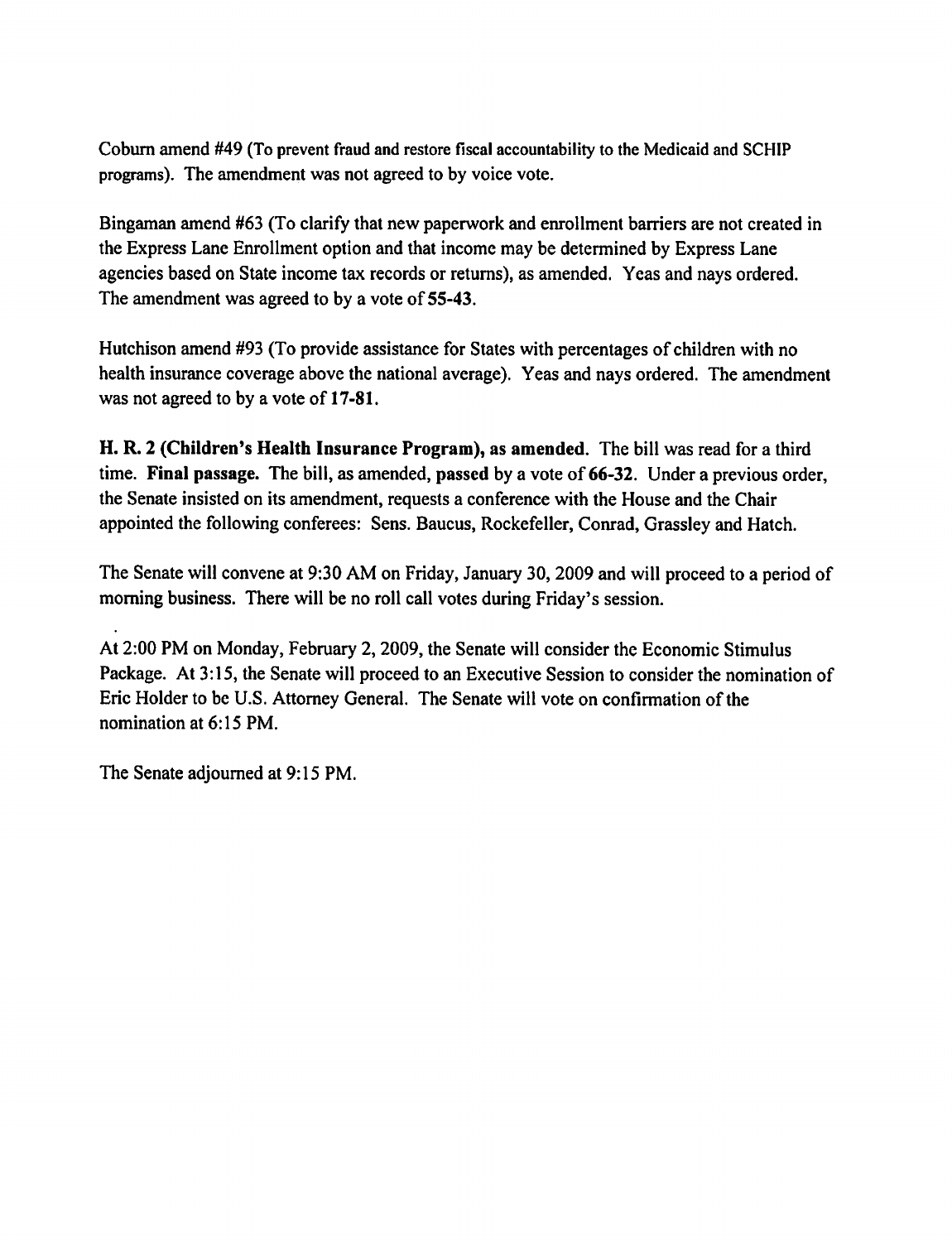Coburn amend #49 (To prevent fraud and restore fiscal accountability to the Medicaid and SCHIP programs). The amendment was not agreed to by voice vote.

Bingaman amend #63 (To clarify that new paperwork and enrollment barriers are not created in the Express Lane Enrollment option and that income may be determined by Express Lane agencies based on State income tax records or returns), as amended. Yeas and nays ordered. The amendment was agreed to by a vote of **55-43**.

Hutchison amend #93 (To provide assistance for States with percentages of children with no health insurance coverage above the national average). Yeas and nays ordered. The amendment was not agreed to by a vote of **17-81**.

**H. R. 2 (Children's Health Insurance Program), as amended**. The bill was read for a third time. **Final passage.** The bill, as amended, **passed** by a vote of **66-32**. Under a previous order, the Senate insisted on its amendment, requests a conference with the House and the Chair appointed the following conferees: Sens. Baucus, Rockefeller, Conrad, Grassley and Hatch.

The Senate will convene at 9:30 AM on Friday, January 30, 2009 and will proceed to a period of morning business. There will be no roll call votes during Friday's session.

At 2:00 PM on Monday, February 2, 2009, the Senate will consider the Economic Stimulus Package. At 3:15, the Senate will proceed to an Executive Session to consider the nomination of Eric Holder to be U.S. Attorney General. The Senate will vote on confirmation of the nomination at 6:15 PM.

The Senate adjourned at 9:15 PM.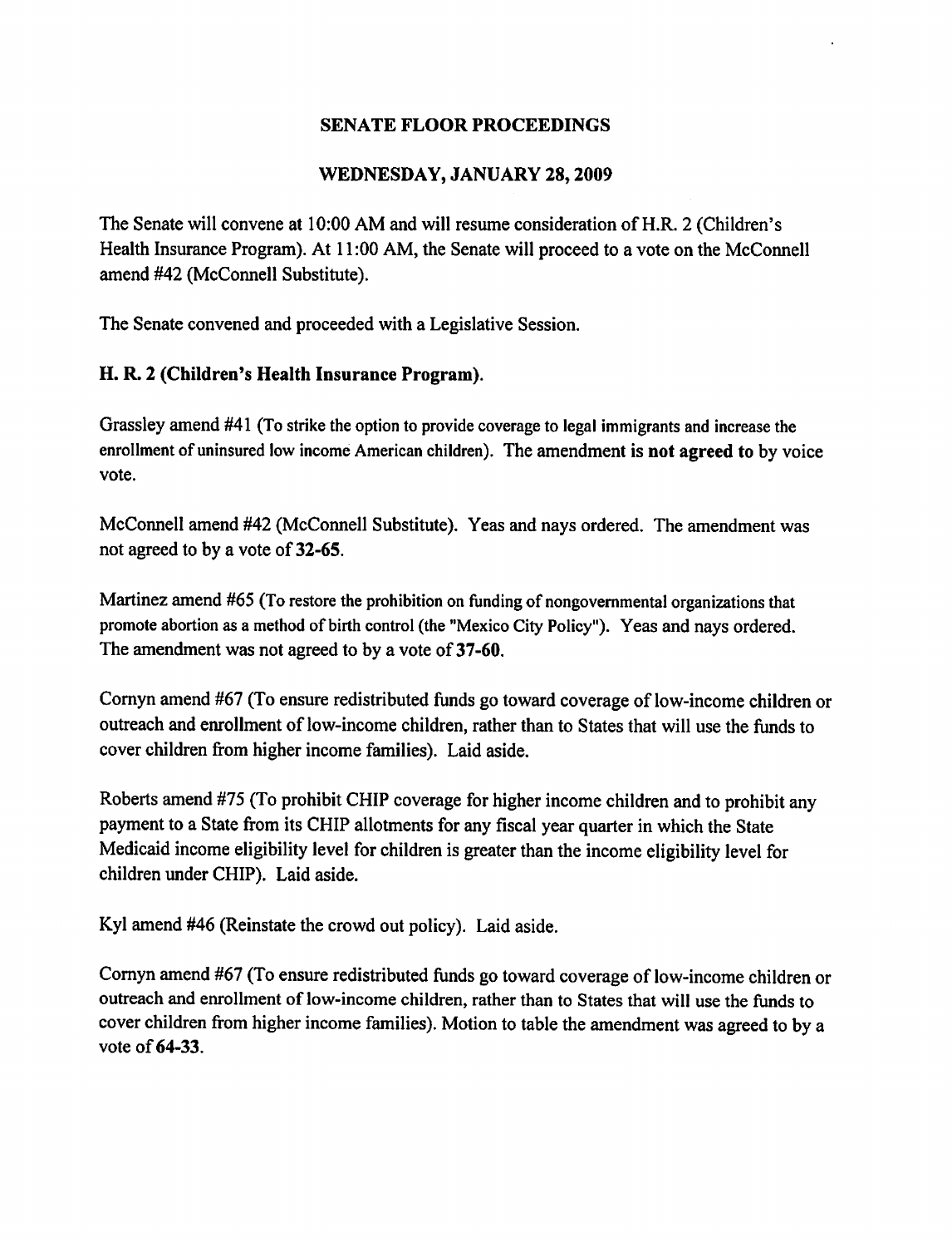## SENATE FLOOR PROCEEDINGS

## WEDNESDAY, JANUARY 28, 2009

The Senate will convene at 10:00 AM and will resume consideration of H.R. 2 (Children's Health Insurance Program). At 11:00 AM, the Senate will proceed to a vote on the McConnell amend #42 (McConnell Substitute).

The Senate convened and proceeded with a Legislative Session.

### H. R. 2 (Children's Health Insurance Program).

Grassley amend #41 (To strike the option to provide coverage to legal immigrants and increase the enrollment of uninsured low income American children). The amendment **is not agreed to** by voice vote.

McConnell amend #42 (McConnell Substitute). Yeas and nays ordered. The amendment was not agreed to by a vote of **32-65**.

Martinez amend #65 (To restore the prohibition on funding of nongovernmental organizations that promote abortion as a method of birth control (the "Mexico City Policy"). Yeas and nays ordered. The amendment was not agreed to by a vote of **37-60**.

Cornyn amend #67 (To ensure redistributed funds go toward coverage of low-income children or outreach and enrollment of low-income children, rather than to States that will use the funds to cover children from higher income families). Laid aside.

Roberts amend #75 (To prohibit CHIP coverage for higher income children and to prohibit any payment to a State from its CHIP allotments for any fiscal year quarter in which the State Medicaid income eligibility level for children is greater than the income eligibility level for children under CHIP). Laid aside.

Kyl amend #46 (Reinstate the crowd out policy). Laid aside.

Cornyn amend #67 (To ensure redistributed funds go toward coverage of low-income children or outreach and enrollment of low-income children, rather than to States that will use the funds to cover children from higher income families). Motion to table the amendment was agreed to by a vote of **64-33**.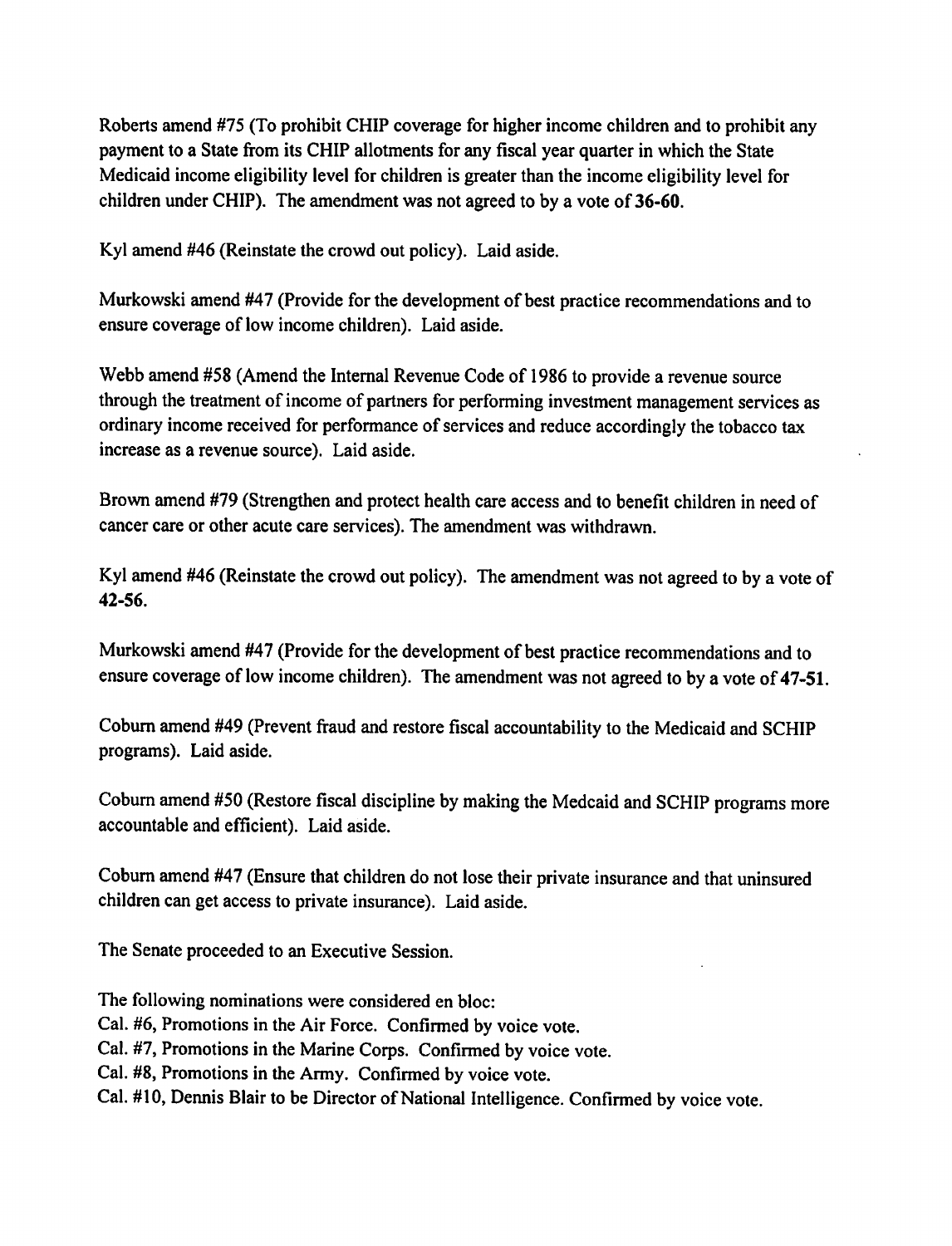Roberts amend #75 (To prohibit CHIP coverage for higher income children and to prohibit any payment to a State from its CHIP allotments for any fiscal year quarter in which the State Medicaid income eligibility level for children is greater than the income eligibility level for children under CHIP). The amendment was not agreed to by a vote of **36-60**.

Kyl amend #46 (Reinstate the crowd out policy). Laid aside.

Murkowski amend #47 (Provide for the development of best practice recommendations and to ensure coverage of low income children). Laid aside.

Webb amend #58 (Amend the Internal Revenue Code of 1986 to provide a revenue source through the treatment of income of partners for performing investment management services as ordinary income received for performance of services and reduce accordingly the tobacco tax increase as a revenue source). Laid aside.

Brown amend #79 (Strengthen and protect health care access and to benefit children in need of cancer care or other acute care services). The amendment was withdrawn.

Kyl amend #46 (Reinstate the crowd out policy). The amendment was not agreed to by a vote of **42-56.**

Murkowski amend #47 (Provide for the development of best practice recommendations and to ensure coverage of low income children). The amendment was not agreed to by a vote of **47-51.**

Coburn amend #49 (Prevent fraud and restore fiscal accountability to the Medicaid and SCHIP programs). Laid aside.

Coburn amend #50 (Restore fiscal discipline by making the Medcaid and SCHIP programs more accountable and efficient). Laid aside.

Coburn amend #47 (Ensure that children do not lose their private insurance and that uninsured children can get access to private insurance). Laid aside.

The Senate proceeded to an Executive Session.

The following nominations were considered en bloc:
Cal. #6, Promotions in the Air Force. Confirmed by voice vote.
Cal. #7, Promotions in the Marine Corps. Confirmed by voice vote.
Cal. #8, Promotions in the Army. Confirmed by voice vote.
Cal. #10, Dennis Blair to be Director of National Intelligence. Confirmed by voice vote.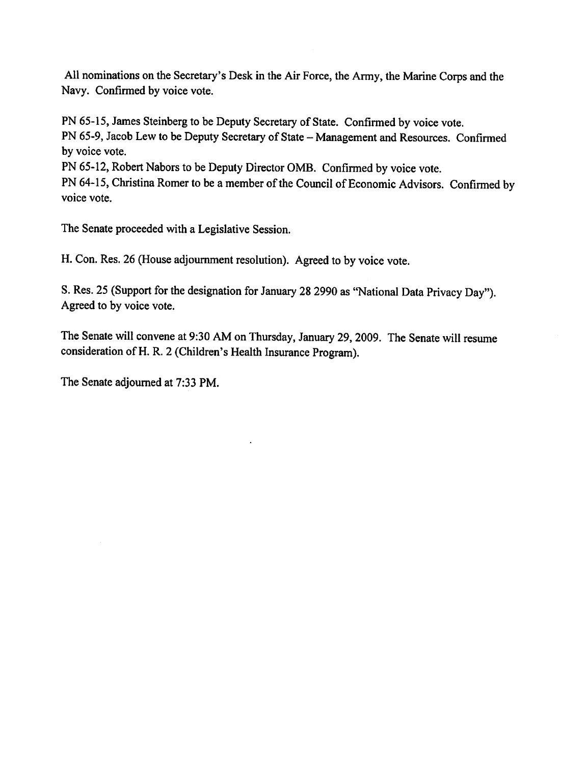All nominations on the Secretary's Desk in the Air Force, the Army, the Marine Corps and the Navy. Confirmed by voice vote.

PN 65-15, James Steinberg to be Deputy Secretary of State. Confirmed by voice vote.
PN 65-9, Jacob Lew to be Deputy Secretary of State – Management and Resources. Confirmed by voice vote.
PN 65-12, Robert Nabors to be Deputy Director OMB. Confirmed by voice vote.
PN 64-15, Christina Romer to be a member of the Council of Economic Advisors. Confirmed by voice vote.

The Senate proceeded with a Legislative Session.

H. Con. Res. 26 (House adjournment resolution). Agreed to by voice vote.

S. Res. 25 (Support for the designation for January 28 2990 as "National Data Privacy Day"). Agreed to by voice vote.

The Senate will convene at 9:30 AM on Thursday, January 29, 2009. The Senate will resume consideration of H. R. 2 (Children's Health Insurance Program).

The Senate adjourned at 7:33 PM.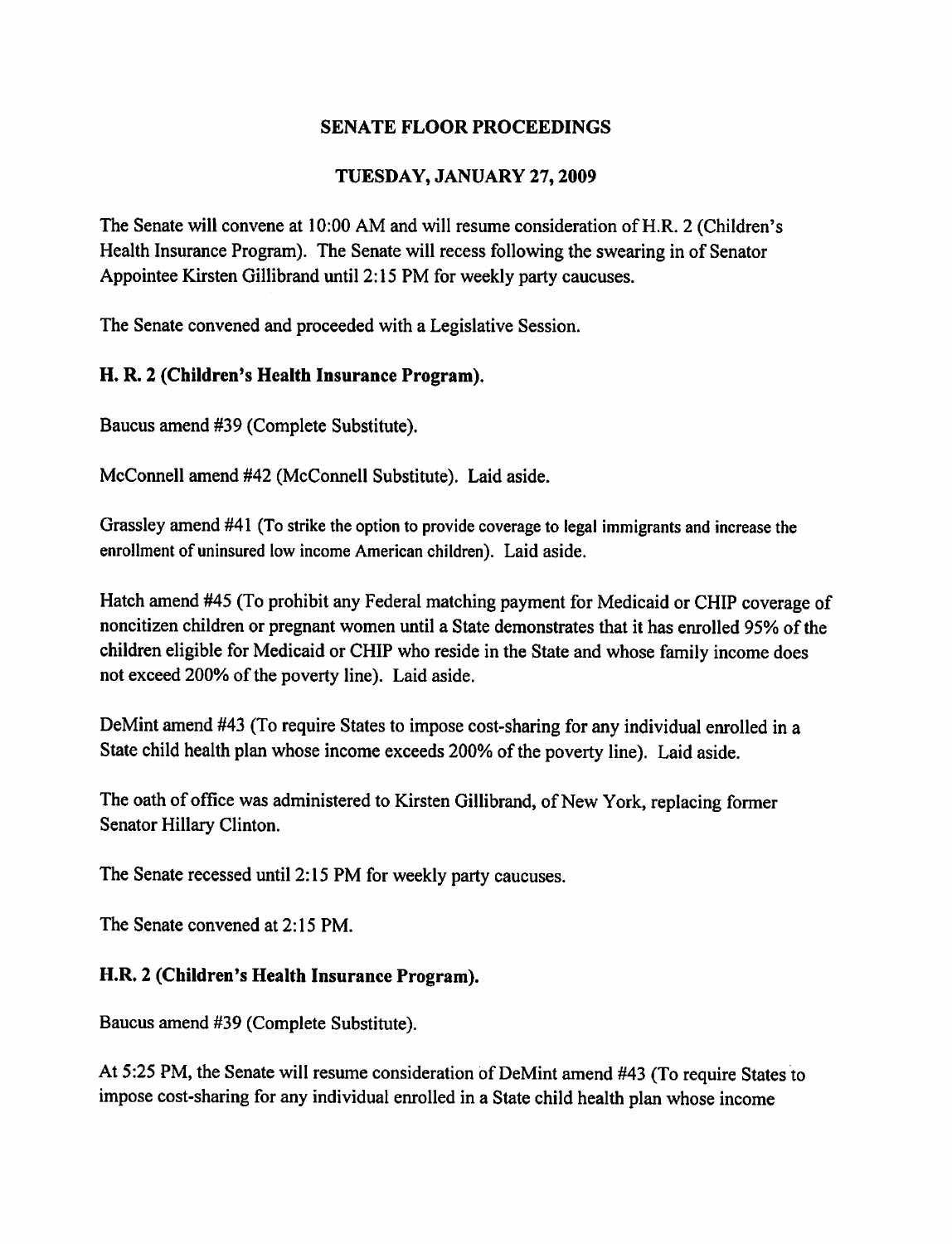## SENATE FLOOR PROCEEDINGS

## TUESDAY, JANUARY 27, 2009

The Senate will convene at 10:00 AM and will resume consideration of H.R. 2 (Children's Health Insurance Program). The Senate will recess following the swearing in of Senator Appointee Kirsten Gillibrand until 2:15 PM for weekly party caucuses.

The Senate convened and proceeded with a Legislative Session.

### H. R. 2 (Children's Health Insurance Program).

Baucus amend #39 (Complete Substitute).

McConnell amend #42 (McConnell Substitute). Laid aside.

Grassley amend #41 (To strike the option to provide coverage to legal immigrants and increase the enrollment of uninsured low income American children). Laid aside.

Hatch amend #45 (To prohibit any Federal matching payment for Medicaid or CHIP coverage of noncitizen children or pregnant women until a State demonstrates that it has enrolled 95% of the children eligible for Medicaid or CHIP who reside in the State and whose family income does not exceed 200% of the poverty line). Laid aside.

DeMint amend #43 (To require States to impose cost-sharing for any individual enrolled in a State child health plan whose income exceeds 200% of the poverty line). Laid aside.

The oath of office was administered to Kirsten Gillibrand, of New York, replacing former Senator Hillary Clinton.

The Senate recessed until 2:15 PM for weekly party caucuses.

The Senate convened at 2:15 PM.

### H.R. 2 (Children's Health Insurance Program).

Baucus amend #39 (Complete Substitute).

At 5:25 PM, the Senate will resume consideration of DeMint amend #43 (To require States to impose cost-sharing for any individual enrolled in a State child health plan whose income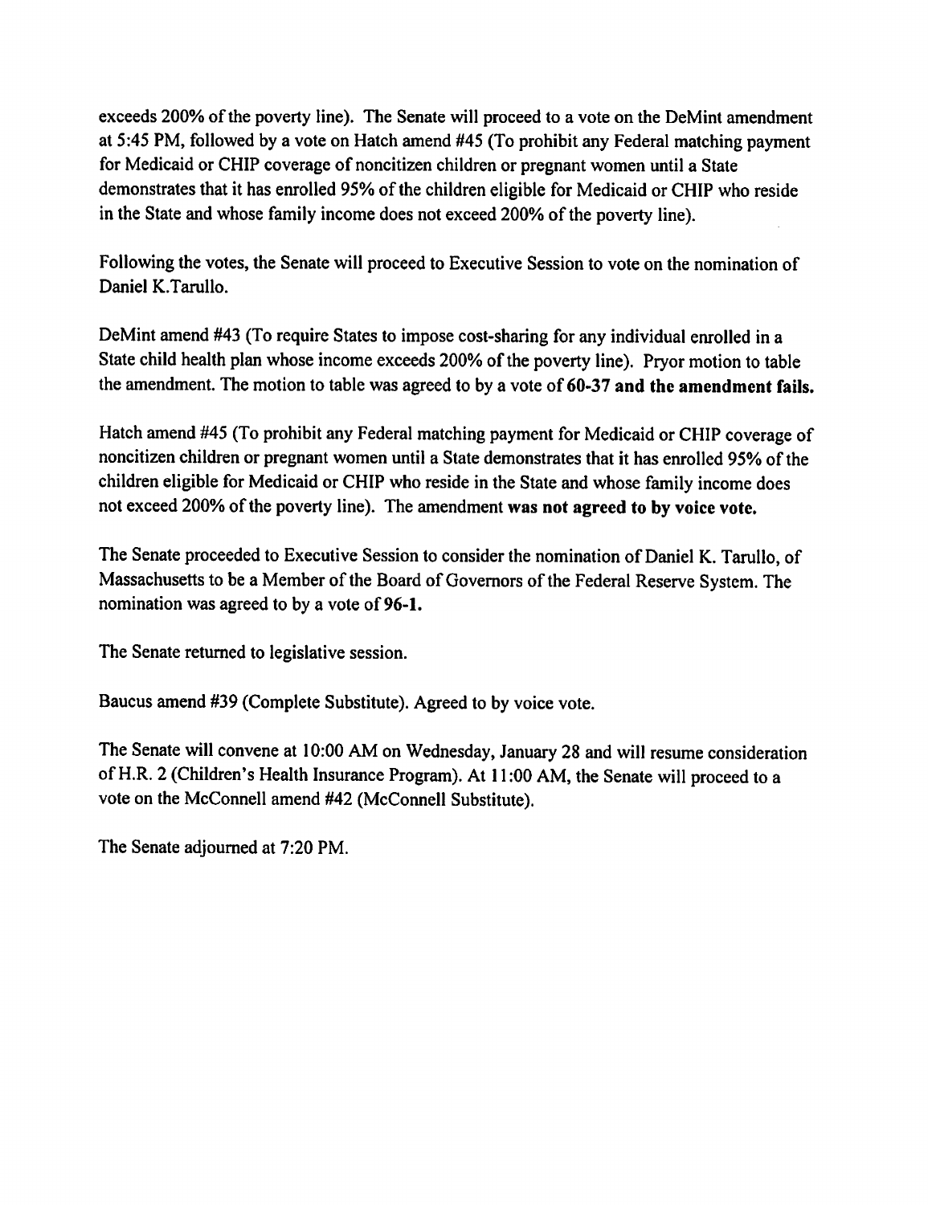exceeds 200% of the poverty line). The Senate will proceed to a vote on the DeMint amendment at 5:45 PM, followed by a vote on Hatch amend #45 (To prohibit any Federal matching payment for Medicaid or CHIP coverage of noncitizen children or pregnant women until a State demonstrates that it has enrolled 95% of the children eligible for Medicaid or CHIP who reside in the State and whose family income does not exceed 200% of the poverty line).

Following the votes, the Senate will proceed to Executive Session to vote on the nomination of Daniel K.Tarullo.

DeMint amend #43 (To require States to impose cost-sharing for any individual enrolled in a State child health plan whose income exceeds 200% of the poverty line). Pryor motion to table the amendment. The motion to table was agreed to by a vote of **60-37 and the amendment fails.**

Hatch amend #45 (To prohibit any Federal matching payment for Medicaid or CHIP coverage of noncitizen children or pregnant women until a State demonstrates that it has enrolled 95% of the children eligible for Medicaid or CHIP who reside in the State and whose family income does not exceed 200% of the poverty line). The amendment **was not agreed to by voice vote.**

The Senate proceeded to Executive Session to consider the nomination of Daniel K. Tarullo, of Massachusetts to be a Member of the Board of Governors of the Federal Reserve System. The nomination was agreed to by a vote of **96-1.**

The Senate returned to legislative session.

Baucus amend #39 (Complete Substitute). Agreed to by voice vote.

The Senate will convene at 10:00 AM on Wednesday, January 28 and will resume consideration of H.R. 2 (Children's Health Insurance Program). At 11:00 AM, the Senate will proceed to a vote on the McConnell amend #42 (McConnell Substitute).

The Senate adjourned at 7:20 PM.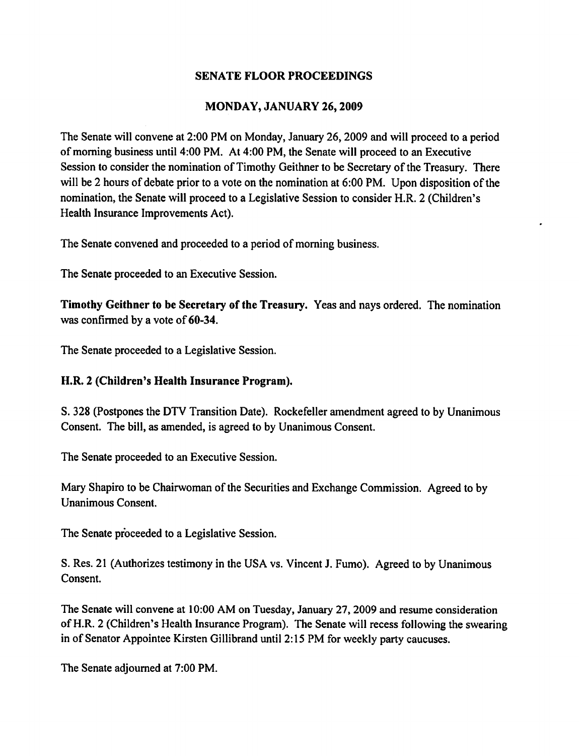# SENATE FLOOR PROCEEDINGS

## MONDAY, JANUARY 26, 2009

The Senate will convene at 2:00 PM on Monday, January 26, 2009 and will proceed to a period of morning business until 4:00 PM. At 4:00 PM, the Senate will proceed to an Executive Session to consider the nomination of Timothy Geithner to be Secretary of the Treasury. There will be 2 hours of debate prior to a vote on the nomination at 6:00 PM. Upon disposition of the nomination, the Senate will proceed to a Legislative Session to consider H.R. 2 (Children's Health Insurance Improvements Act).

The Senate convened and proceeded to a period of morning business.

The Senate proceeded to an Executive Session.

**Timothy Geithner to be Secretary of the Treasury.** Yeas and nays ordered. The nomination was confirmed by a vote of **60-34.**

The Senate proceeded to a Legislative Session.

**H.R. 2 (Children's Health Insurance Program).**

S. 328 (Postpones the DTV Transition Date). Rockefeller amendment agreed to by Unanimous Consent. The bill, as amended, is agreed to by Unanimous Consent.

The Senate proceeded to an Executive Session.

Mary Shapiro to be Chairwoman of the Securities and Exchange Commission. Agreed to by Unanimous Consent.

The Senate proceeded to a Legislative Session.

S. Res. 21 (Authorizes testimony in the USA vs. Vincent J. Fumo). Agreed to by Unanimous Consent.

The Senate will convene at 10:00 AM on Tuesday, January 27, 2009 and resume consideration of H.R. 2 (Children's Health Insurance Program). The Senate will recess following the swearing in of Senator Appointee Kirsten Gillibrand until 2:15 PM for weekly party caucuses.

The Senate adjourned at 7:00 PM.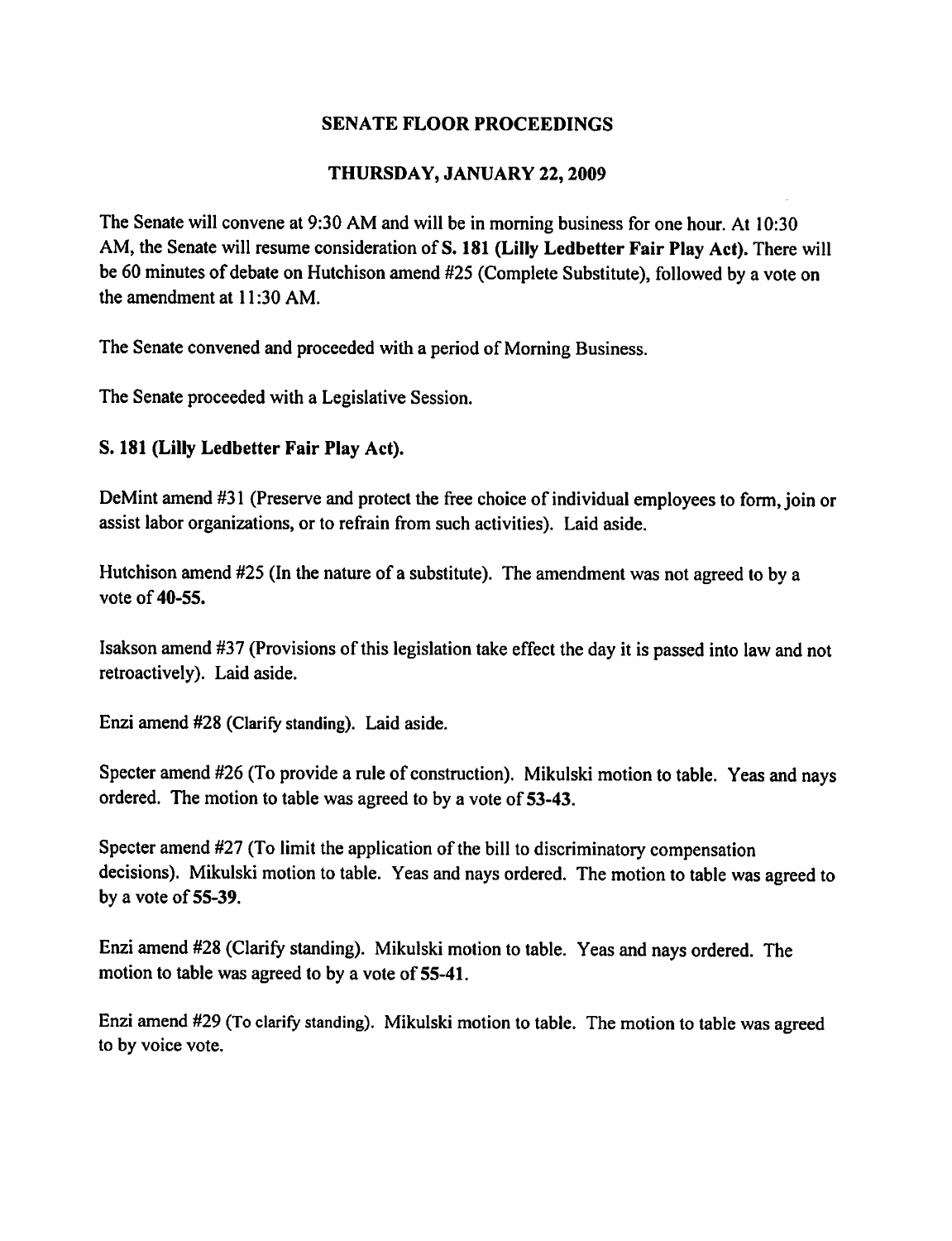## SENATE FLOOR PROCEEDINGS

## THURSDAY, JANUARY 22, 2009

The Senate will convene at 9:30 AM and will be in morning business for one hour. At 10:30 AM, the Senate will resume consideration of **S. 181 (Lilly Ledbetter Fair Play Act).** There will be 60 minutes of debate on Hutchison amend #25 (Complete Substitute), followed by a vote on the amendment at 11:30 AM.

The Senate convened and proceeded with a period of Morning Business.

The Senate proceeded with a Legislative Session.

**S. 181 (Lilly Ledbetter Fair Play Act).**

DeMint amend #31 (Preserve and protect the free choice of individual employees to form, join or assist labor organizations, or to refrain from such activities). Laid aside.

Hutchison amend #25 (In the nature of a substitute). The amendment was not agreed to by a vote of **40-55.**

Isakson amend #37 (Provisions of this legislation take effect the day it is passed into law and not retroactively). Laid aside.

Enzi amend #28 (Clarify standing). Laid aside.

Specter amend #26 (To provide a rule of construction). Mikulski motion to table. Yeas and nays ordered. The motion to table was agreed to by a vote of **53-43.**

Specter amend #27 (To limit the application of the bill to discriminatory compensation decisions). Mikulski motion to table. Yeas and nays ordered. The motion to table was agreed to by a vote of **55-39.**

Enzi amend #28 (Clarify standing). Mikulski motion to table. Yeas and nays ordered. The motion to table was agreed to by a vote of **55-41.**

Enzi amend #29 (To clarify standing). Mikulski motion to table. The motion to table was agreed to by voice vote.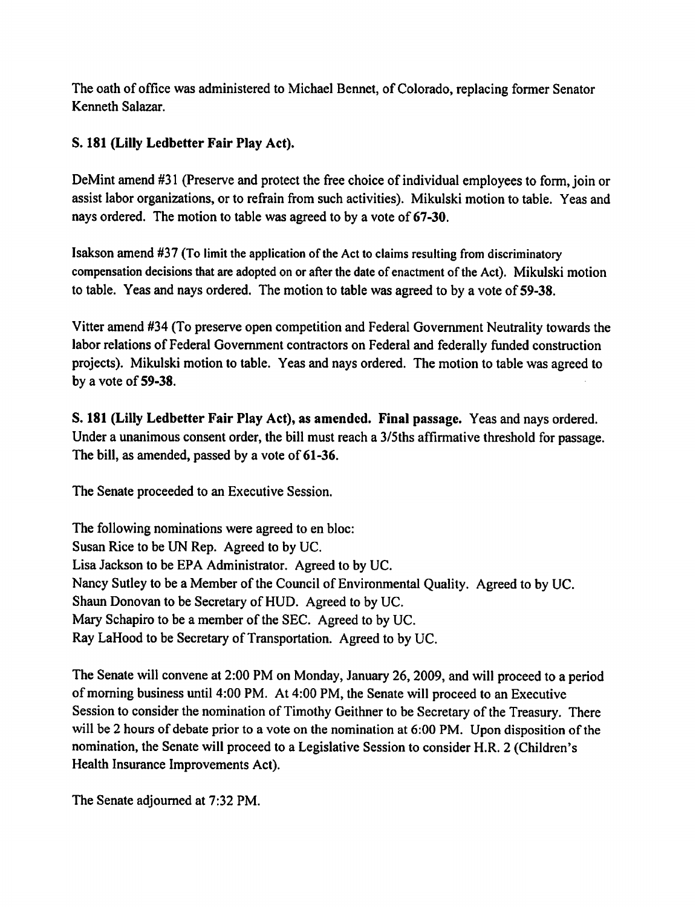The oath of office was administered to Michael Bennet, of Colorado, replacing former Senator Kenneth Salazar.

**S. 181 (Lilly Ledbetter Fair Play Act).**

DeMint amend #31 (Preserve and protect the free choice of individual employees to form, join or assist labor organizations, or to refrain from such activities). Mikulski motion to table. Yeas and nays ordered. The motion to table was agreed to by a vote of **67-30**.

Isakson amend #37 (To limit the application of the Act to claims resulting from discriminatory compensation decisions that are adopted on or after the date of enactment of the Act). Mikulski motion to table. Yeas and nays ordered. The motion to table was agreed to by a vote of **59-38**.

Vitter amend #34 (To preserve open competition and Federal Government Neutrality towards the labor relations of Federal Government contractors on Federal and federally funded construction projects). Mikulski motion to table. Yeas and nays ordered. The motion to table was agreed to by a vote of **59-38**.

**S. 181 (Lilly Ledbetter Fair Play Act), as amended. Final passage.** Yeas and nays ordered. Under a unanimous consent order, the bill must reach a 3/5ths affirmative threshold for passage. The bill, as amended, passed by a vote of **61-36**.

The Senate proceeded to an Executive Session.

The following nominations were agreed to en bloc:
Susan Rice to be UN Rep. Agreed to by UC.
Lisa Jackson to be EPA Administrator. Agreed to by UC.
Nancy Sutley to be a Member of the Council of Environmental Quality. Agreed to by UC.
Shaun Donovan to be Secretary of HUD. Agreed to by UC.
Mary Schapiro to be a member of the SEC. Agreed to by UC.
Ray LaHood to be Secretary of Transportation. Agreed to by UC.

The Senate will convene at 2:00 PM on Monday, January 26, 2009, and will proceed to a period of morning business until 4:00 PM. At 4:00 PM, the Senate will proceed to an Executive Session to consider the nomination of Timothy Geithner to be Secretary of the Treasury. There will be 2 hours of debate prior to a vote on the nomination at 6:00 PM. Upon disposition of the nomination, the Senate will proceed to a Legislative Session to consider H.R. 2 (Children's Health Insurance Improvements Act).

The Senate adjourned at 7:32 PM.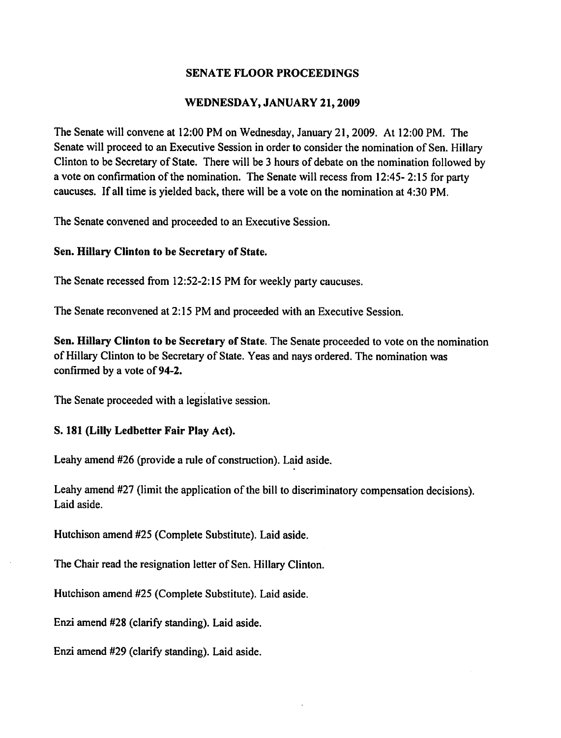# SENATE FLOOR PROCEEDINGS

## WEDNESDAY, JANUARY 21, 2009

The Senate will convene at 12:00 PM on Wednesday, January 21, 2009. At 12:00 PM. The Senate will proceed to an Executive Session in order to consider the nomination of Sen. Hillary Clinton to be Secretary of State. There will be 3 hours of debate on the nomination followed by a vote on confirmation of the nomination. The Senate will recess from 12:45- 2:15 for party caucuses. If all time is yielded back, there will be a vote on the nomination at 4:30 PM.

The Senate convened and proceeded to an Executive Session.

**Sen. Hillary Clinton to be Secretary of State.**

The Senate recessed from 12:52-2:15 PM for weekly party caucuses.

The Senate reconvened at 2:15 PM and proceeded with an Executive Session.

**Sen. Hillary Clinton to be Secretary of State**. The Senate proceeded to vote on the nomination of Hillary Clinton to be Secretary of State. Yeas and nays ordered. The nomination was confirmed by a vote of **94-2.**

The Senate proceeded with a legislative session.

**S. 181 (Lilly Ledbetter Fair Play Act).**

Leahy amend #26 (provide a rule of construction). Laid aside.

Leahy amend #27 (limit the application of the bill to discriminatory compensation decisions). Laid aside.

Hutchison amend #25 (Complete Substitute). Laid aside.

The Chair read the resignation letter of Sen. Hillary Clinton.

Hutchison amend #25 (Complete Substitute). Laid aside.

Enzi amend #28 (clarify standing). Laid aside.

Enzi amend #29 (clarify standing). Laid aside.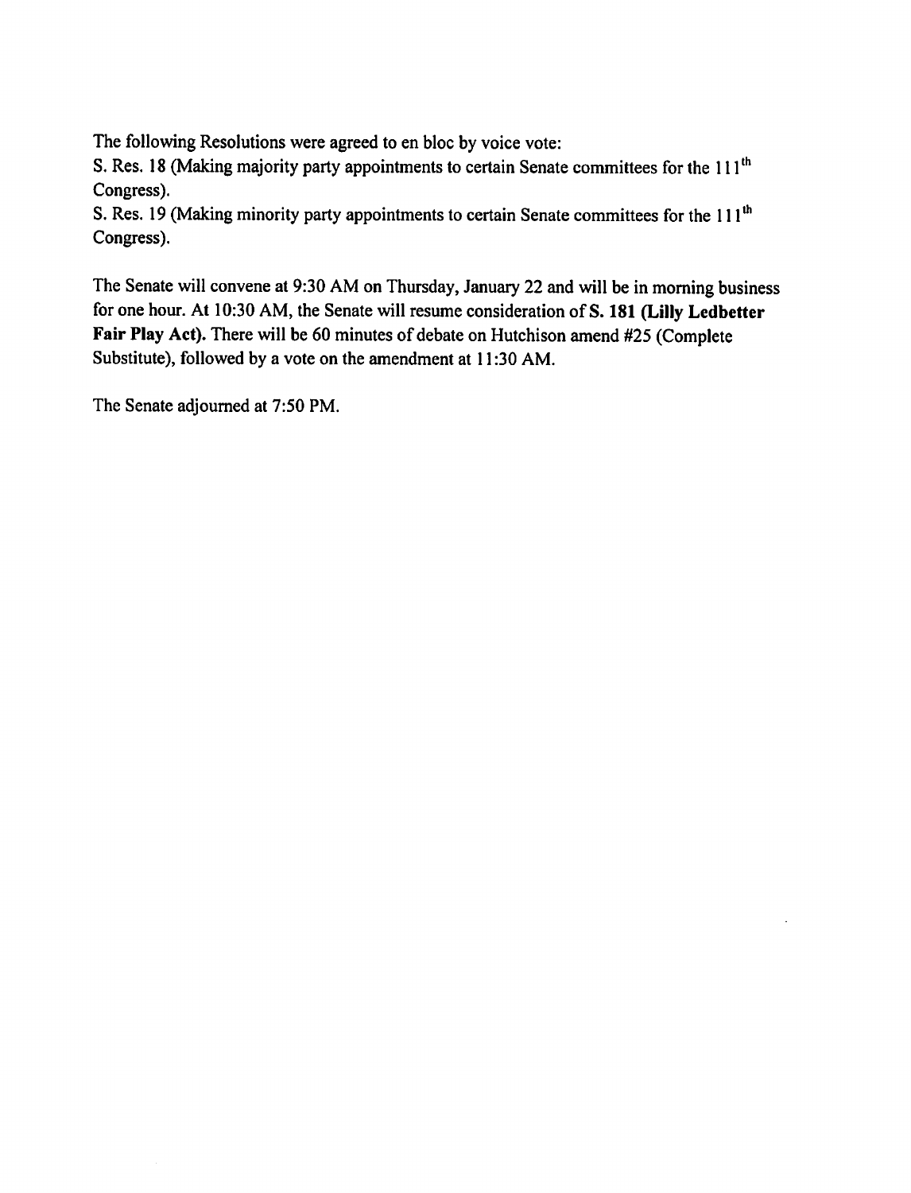The following Resolutions were agreed to en bloc by voice vote:
S. Res. 18 (Making majority party appointments to certain Senate committees for the 111th Congress).
S. Res. 19 (Making minority party appointments to certain Senate committees for the 111th Congress).

The Senate will convene at 9:30 AM on Thursday, January 22 and will be in morning business for one hour. At 10:30 AM, the Senate will resume consideration of **S. 181 (Lilly Ledbetter Fair Play Act).** There will be 60 minutes of debate on Hutchison amend #25 (Complete Substitute), followed by a vote on the amendment at 11:30 AM.

The Senate adjourned at 7:50 PM.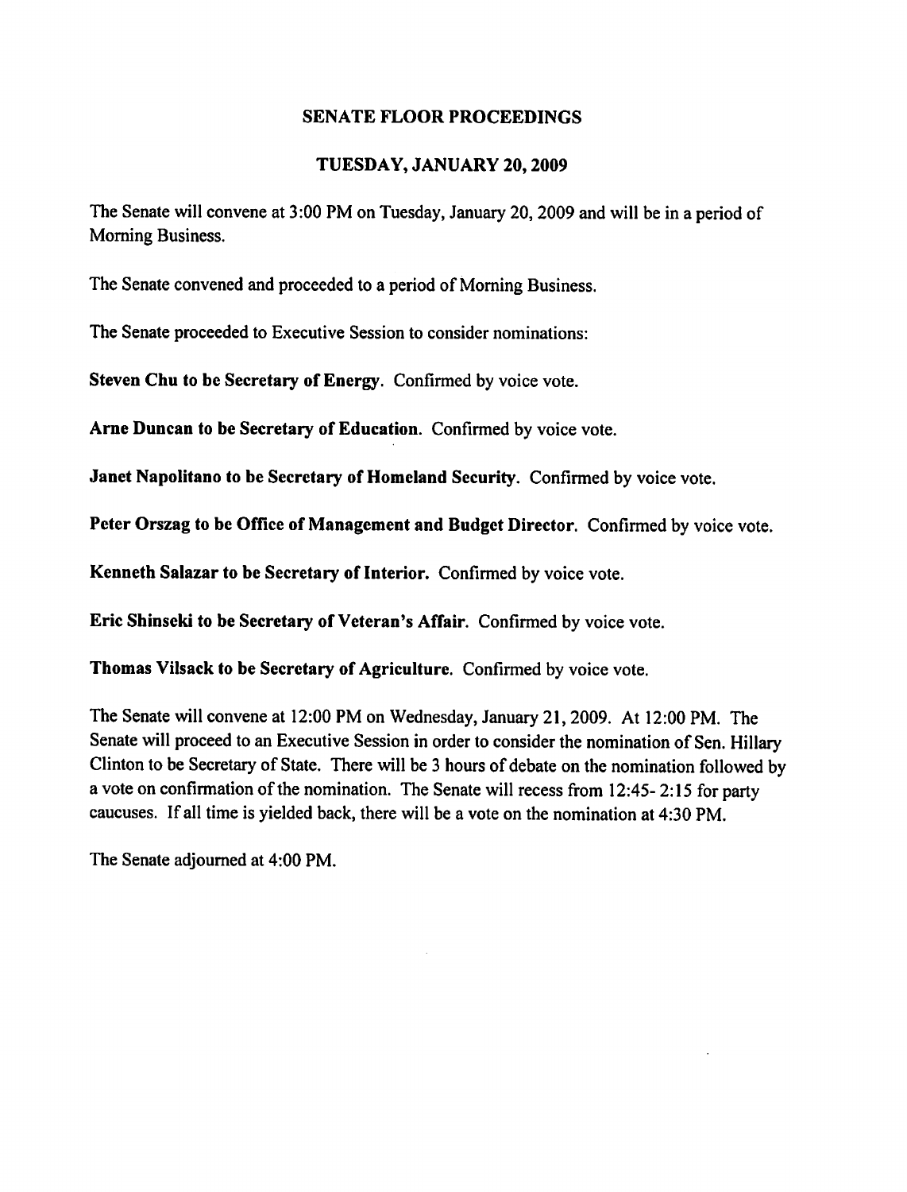## SENATE FLOOR PROCEEDINGS

### TUESDAY, JANUARY 20, 2009

The Senate will convene at 3:00 PM on Tuesday, January 20, 2009 and will be in a period of Morning Business.

The Senate convened and proceeded to a period of Morning Business.

The Senate proceeded to Executive Session to consider nominations:

**Steven Chu to be Secretary of Energy.** Confirmed by voice vote.

**Arne Duncan to be Secretary of Education.** Confirmed by voice vote.

**Janet Napolitano to be Secretary of Homeland Security.** Confirmed by voice vote.

**Peter Orszag to be Office of Management and Budget Director.** Confirmed by voice vote.

**Kenneth Salazar to be Secretary of Interior.** Confirmed by voice vote.

**Eric Shinseki to be Secretary of Veteran's Affair.** Confirmed by voice vote.

**Thomas Vilsack to be Secretary of Agriculture.** Confirmed by voice vote.

The Senate will convene at 12:00 PM on Wednesday, January 21, 2009. At 12:00 PM. The Senate will proceed to an Executive Session in order to consider the nomination of Sen. Hillary Clinton to be Secretary of State. There will be 3 hours of debate on the nomination followed by a vote on confirmation of the nomination. The Senate will recess from 12:45- 2:15 for party caucuses. If all time is yielded back, there will be a vote on the nomination at 4:30 PM.

The Senate adjourned at 4:00 PM.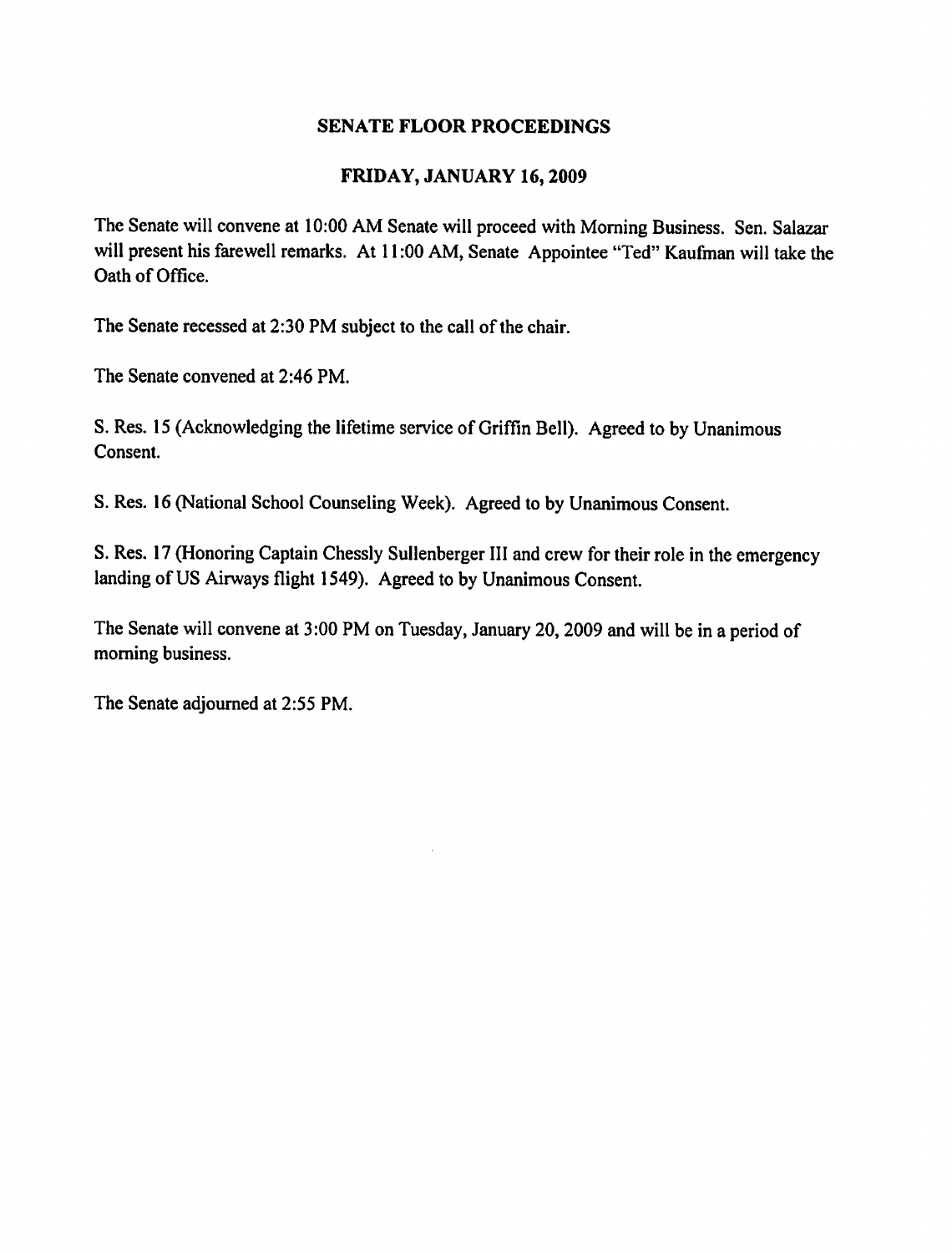# SENATE FLOOR PROCEEDINGS

## FRIDAY, JANUARY 16, 2009

The Senate will convene at 10:00 AM Senate will proceed with Morning Business. Sen. Salazar will present his farewell remarks. At 11:00 AM, Senate Appointee "Ted" Kaufman will take the Oath of Office.

The Senate recessed at 2:30 PM subject to the call of the chair.

The Senate convened at 2:46 PM.

S. Res. 15 (Acknowledging the lifetime service of Griffin Bell). Agreed to by Unanimous Consent.

S. Res. 16 (National School Counseling Week). Agreed to by Unanimous Consent.

S. Res. 17 (Honoring Captain Chessly Sullenberger III and crew for their role in the emergency landing of US Airways flight 1549). Agreed to by Unanimous Consent.

The Senate will convene at 3:00 PM on Tuesday, January 20, 2009 and will be in a period of morning business.

The Senate adjourned at 2:55 PM.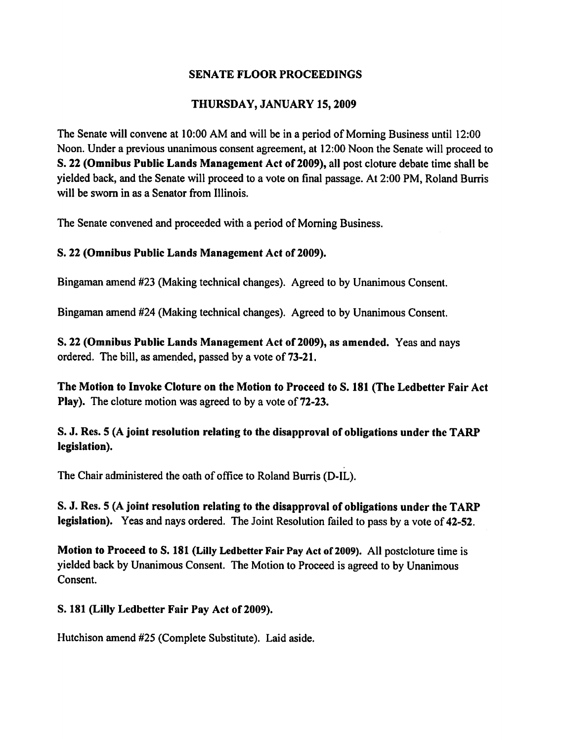# SENATE FLOOR PROCEEDINGS

## THURSDAY, JANUARY 15, 2009

The Senate will convene at 10:00 AM and will be in a period of Morning Business until 12:00 Noon. Under a previous unanimous consent agreement, at 12:00 Noon the Senate will proceed to **S. 22 (Omnibus Public Lands Management Act of 2009),** all post cloture debate time shall be yielded back, and the Senate will proceed to a vote on final passage. At 2:00 PM, Roland Burris will be sworn in as a Senator from Illinois.

The Senate convened and proceeded with a period of Morning Business.

**S. 22 (Omnibus Public Lands Management Act of 2009).**

Bingaman amend #23 (Making technical changes). Agreed to by Unanimous Consent.

Bingaman amend #24 (Making technical changes). Agreed to by Unanimous Consent.

**S. 22 (Omnibus Public Lands Management Act of 2009), as amended.** Yeas and nays ordered. The bill, as amended, passed by a vote of **73-21.**

**The Motion to Invoke Cloture on the Motion to Proceed to S. 181 (The Ledbetter Fair Act Play).** The cloture motion was agreed to by a vote of **72-23.**

**S. J. Res. 5 (A joint resolution relating to the disapproval of obligations under the TARP legislation).**

The Chair administered the oath of office to Roland Burris (D-IL).

**S. J. Res. 5 (A joint resolution relating to the disapproval of obligations under the TARP legislation).** Yeas and nays ordered. The Joint Resolution failed to pass by a vote of **42-52.**

**Motion to Proceed to S. 181 (Lilly Ledbetter Fair Pay Act of 2009).** All postcloture time is yielded back by Unanimous Consent. The Motion to Proceed is agreed to by Unanimous Consent.

**S. 181 (Lilly Ledbetter Fair Pay Act of 2009).**

Hutchison amend #25 (Complete Substitute). Laid aside.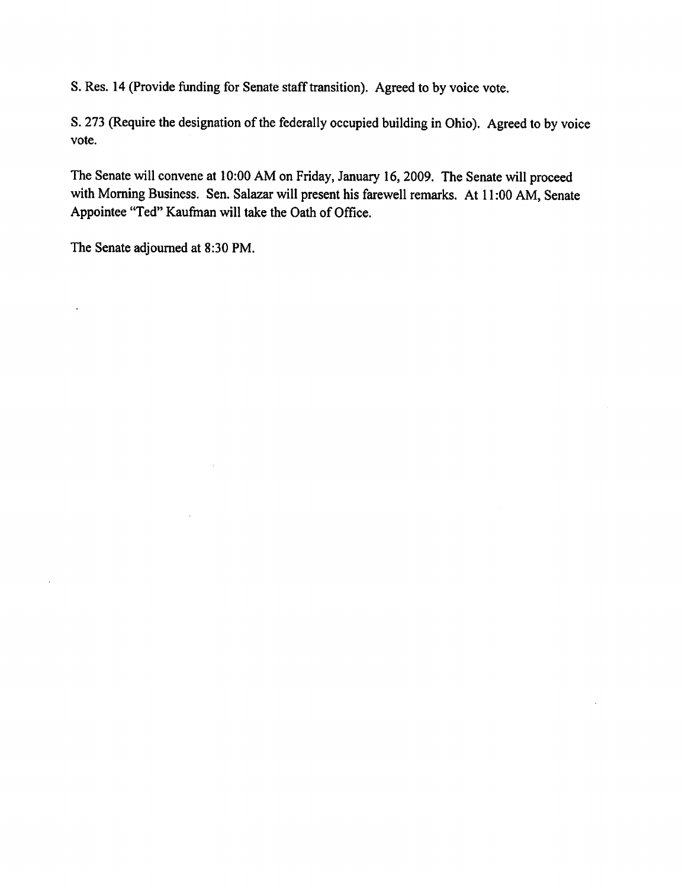S. Res. 14 (Provide funding for Senate staff transition). Agreed to by voice vote.

S. 273 (Require the designation of the federally occupied building in Ohio). Agreed to by voice vote.

The Senate will convene at 10:00 AM on Friday, January 16, 2009. The Senate will proceed with Morning Business. Sen. Salazar will present his farewell remarks. At 11:00 AM, Senate Appointee "Ted" Kaufman will take the Oath of Office.

The Senate adjourned at 8:30 PM.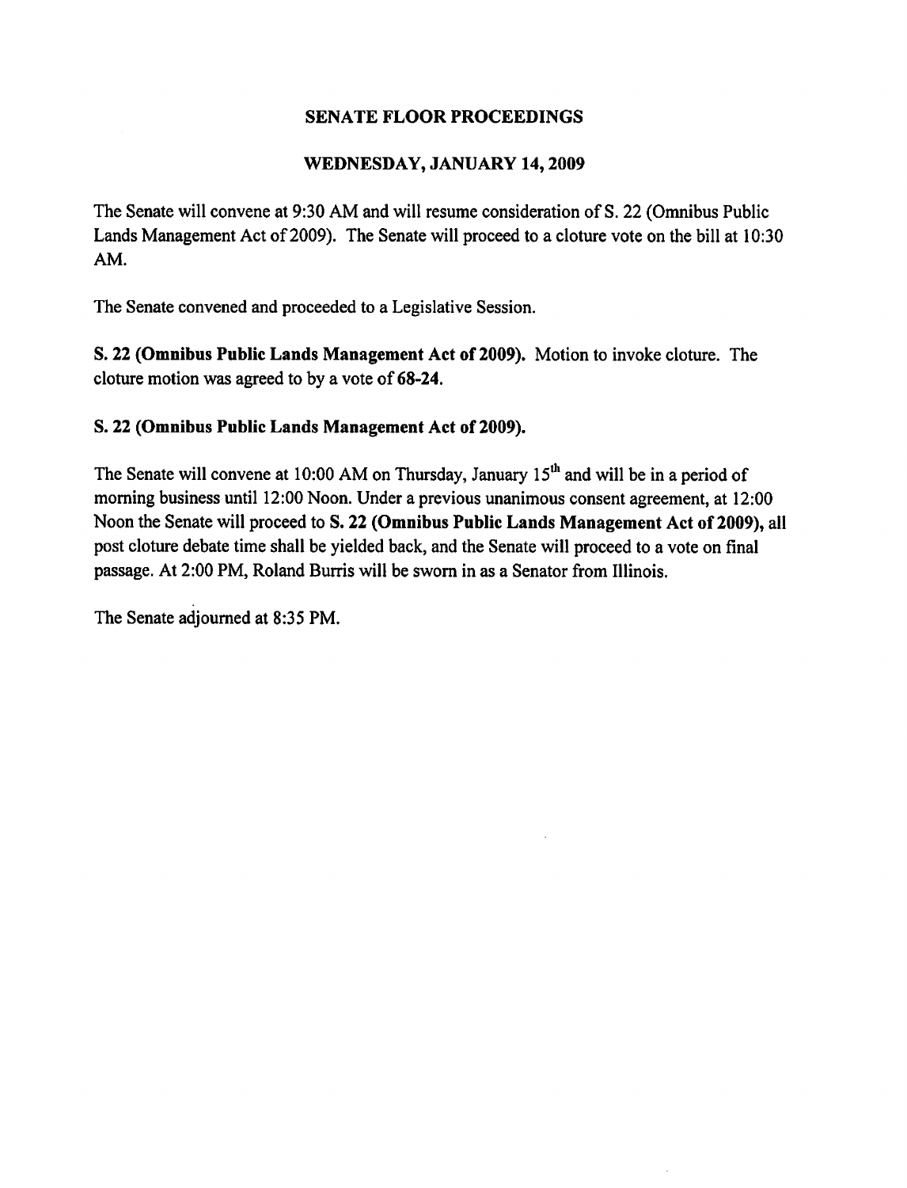# SENATE FLOOR PROCEEDINGS

## WEDNESDAY, JANUARY 14, 2009

The Senate will convene at 9:30 AM and will resume consideration of S. 22 (Omnibus Public Lands Management Act of 2009). The Senate will proceed to a cloture vote on the bill at 10:30 AM.

The Senate convened and proceeded to a Legislative Session.

**S. 22 (Omnibus Public Lands Management Act of 2009).** Motion to invoke cloture. The cloture motion was agreed to by a vote of **68-24.**

**S. 22 (Omnibus Public Lands Management Act of 2009).**

The Senate will convene at 10:00 AM on Thursday, January 15th and will be in a period of morning business until 12:00 Noon. Under a previous unanimous consent agreement, at 12:00 Noon the Senate will proceed to **S. 22 (Omnibus Public Lands Management Act of 2009),** all post cloture debate time shall be yielded back, and the Senate will proceed to a vote on final passage. At 2:00 PM, Roland Burris will be sworn in as a Senator from Illinois.

The Senate adjourned at 8:35 PM.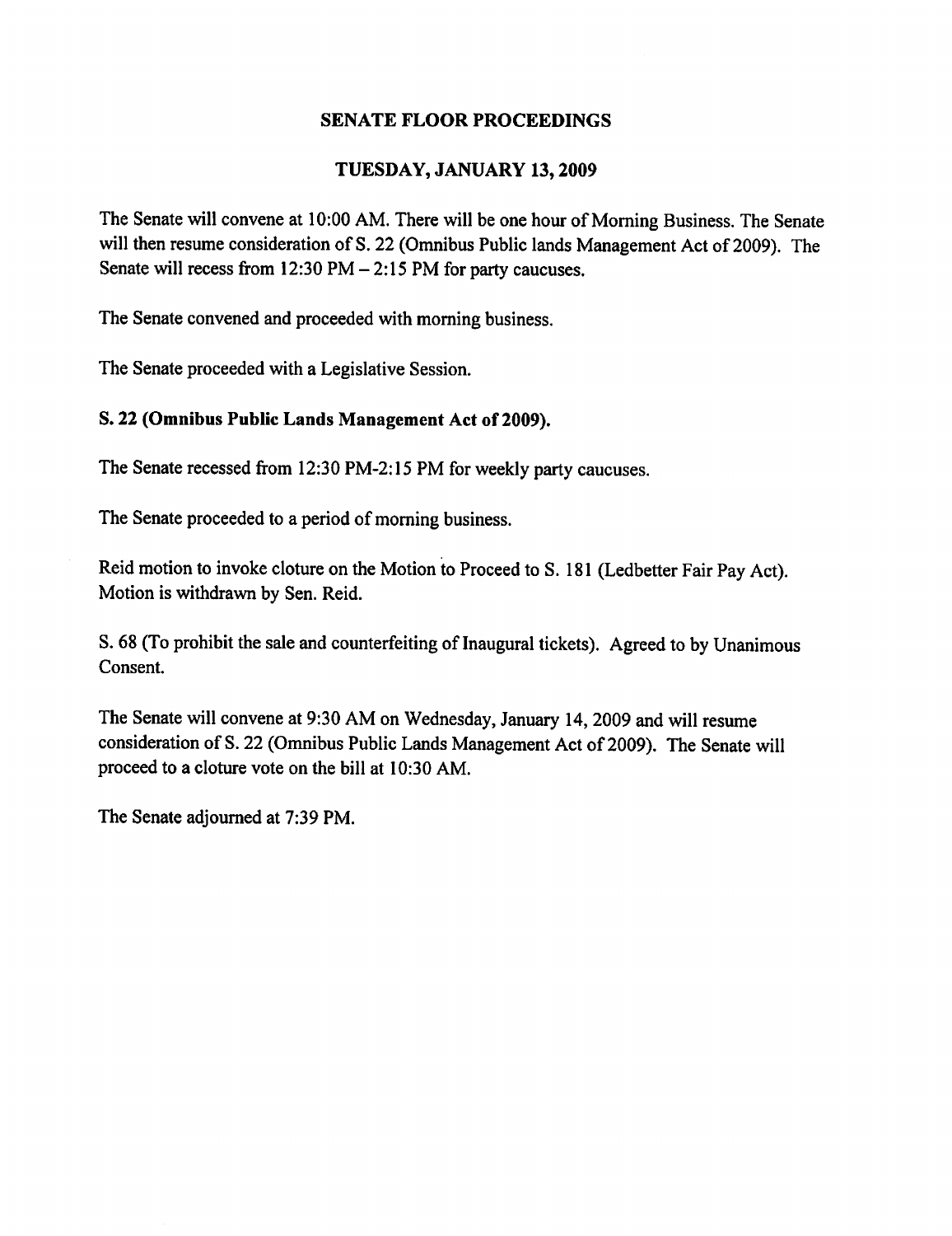# SENATE FLOOR PROCEEDINGS

## TUESDAY, JANUARY 13, 2009

The Senate will convene at 10:00 AM. There will be one hour of Morning Business. The Senate will then resume consideration of S. 22 (Omnibus Public lands Management Act of 2009). The Senate will recess from 12:30 PM – 2:15 PM for party caucuses.

The Senate convened and proceeded with morning business.

The Senate proceeded with a Legislative Session.

**S. 22 (Omnibus Public Lands Management Act of 2009).**

The Senate recessed from 12:30 PM-2:15 PM for weekly party caucuses.

The Senate proceeded to a period of morning business.

Reid motion to invoke cloture on the Motion to Proceed to S. 181 (Ledbetter Fair Pay Act). Motion is withdrawn by Sen. Reid.

S. 68 (To prohibit the sale and counterfeiting of Inaugural tickets). Agreed to by Unanimous Consent.

The Senate will convene at 9:30 AM on Wednesday, January 14, 2009 and will resume consideration of S. 22 (Omnibus Public Lands Management Act of 2009). The Senate will proceed to a cloture vote on the bill at 10:30 AM.

The Senate adjourned at 7:39 PM.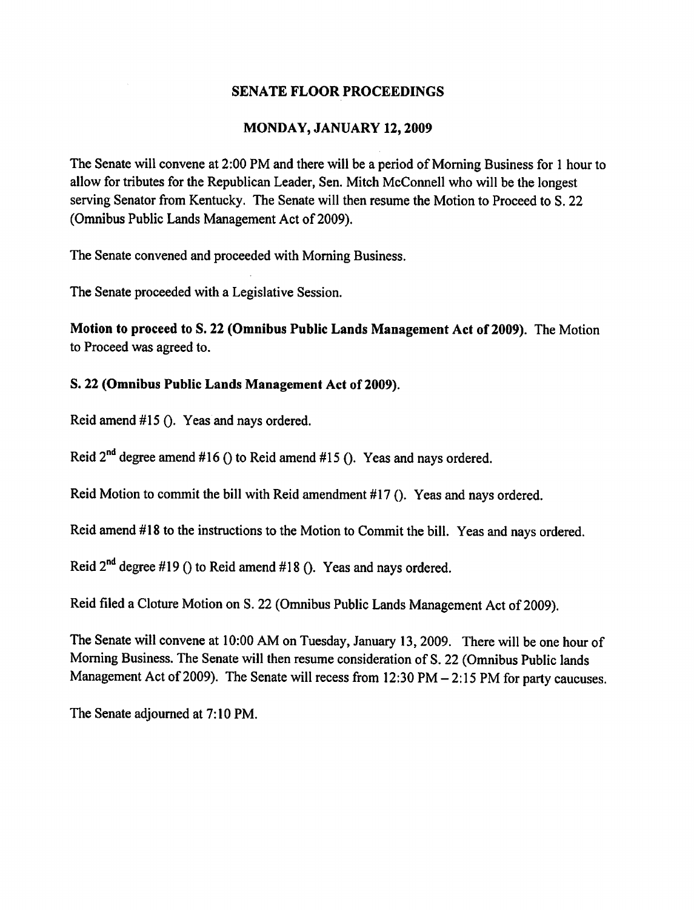# SENATE FLOOR PROCEEDINGS

## MONDAY, JANUARY 12, 2009

The Senate will convene at 2:00 PM and there will be a period of Morning Business for 1 hour to allow for tributes for the Republican Leader, Sen. Mitch McConnell who will be the longest serving Senator from Kentucky. The Senate will then resume the Motion to Proceed to S. 22 (Omnibus Public Lands Management Act of 2009).

The Senate convened and proceeded with Morning Business.

The Senate proceeded with a Legislative Session.

**Motion to proceed to S. 22 (Omnibus Public Lands Management Act of 2009).** The Motion to Proceed was agreed to.

**S. 22 (Omnibus Public Lands Management Act of 2009).**

Reid amend #15 (). Yeas and nays ordered.

Reid 2nd degree amend #16 () to Reid amend #15 (). Yeas and nays ordered.

Reid Motion to commit the bill with Reid amendment #17 (). Yeas and nays ordered.

Reid amend #18 to the instructions to the Motion to Commit the bill. Yeas and nays ordered.

Reid 2nd degree #19 () to Reid amend #18 (). Yeas and nays ordered.

Reid filed a Cloture Motion on S. 22 (Omnibus Public Lands Management Act of 2009).

The Senate will convene at 10:00 AM on Tuesday, January 13, 2009. There will be one hour of Morning Business. The Senate will then resume consideration of S. 22 (Omnibus Public lands Management Act of 2009). The Senate will recess from 12:30 PM – 2:15 PM for party caucuses.

The Senate adjourned at 7:10 PM.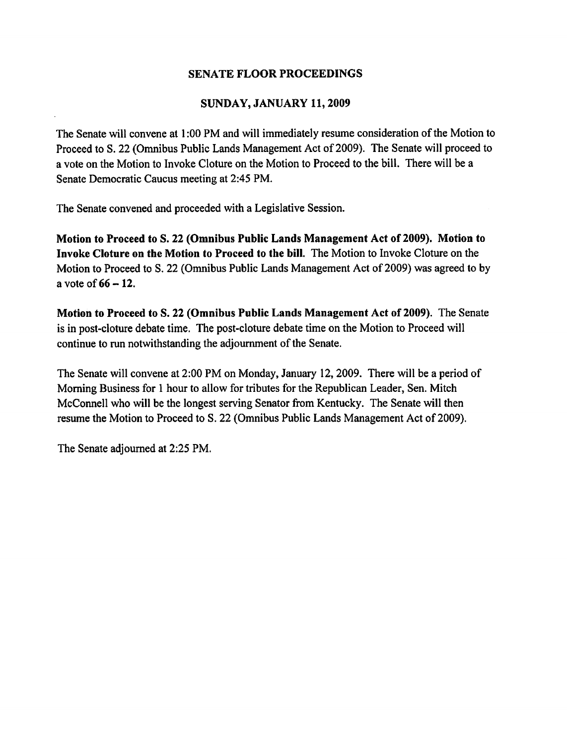## SENATE FLOOR PROCEEDINGS

## SUNDAY, JANUARY 11, 2009

The Senate will convene at 1:00 PM and will immediately resume consideration of the Motion to Proceed to S. 22 (Omnibus Public Lands Management Act of 2009). The Senate will proceed to a vote on the Motion to Invoke Cloture on the Motion to Proceed to the bill. There will be a Senate Democratic Caucus meeting at 2:45 PM.

The Senate convened and proceeded with a Legislative Session.

**Motion to Proceed to S. 22 (Omnibus Public Lands Management Act of 2009). Motion to Invoke Cloture on the Motion to Proceed to the bill.** The Motion to Invoke Cloture on the Motion to Proceed to S. 22 (Omnibus Public Lands Management Act of 2009) was agreed to by a vote of **66 – 12.**

**Motion to Proceed to S. 22 (Omnibus Public Lands Management Act of 2009).** The Senate is in post-cloture debate time. The post-cloture debate time on the Motion to Proceed will continue to run notwithstanding the adjournment of the Senate.

The Senate will convene at 2:00 PM on Monday, January 12, 2009. There will be a period of Morning Business for 1 hour to allow for tributes for the Republican Leader, Sen. Mitch McConnell who will be the longest serving Senator from Kentucky. The Senate will then resume the Motion to Proceed to S. 22 (Omnibus Public Lands Management Act of 2009).

The Senate adjourned at 2:25 PM.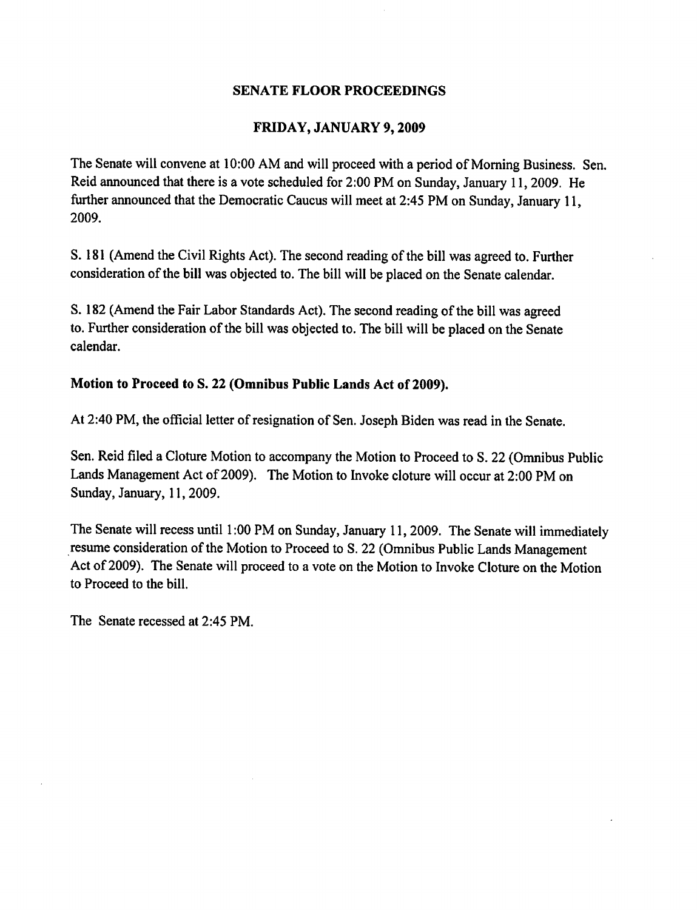## SENATE FLOOR PROCEEDINGS

## FRIDAY, JANUARY 9, 2009

The Senate will convene at 10:00 AM and will proceed with a period of Morning Business. Sen. Reid announced that there is a vote scheduled for 2:00 PM on Sunday, January 11, 2009. He further announced that the Democratic Caucus will meet at 2:45 PM on Sunday, January 11, 2009.

S. 181 (Amend the Civil Rights Act). The second reading of the bill was agreed to. Further consideration of the bill was objected to. The bill will be placed on the Senate calendar.

S. 182 (Amend the Fair Labor Standards Act). The second reading of the bill was agreed to. Further consideration of the bill was objected to. The bill will be placed on the Senate calendar.

**Motion to Proceed to S. 22 (Omnibus Public Lands Act of 2009).**

At 2:40 PM, the official letter of resignation of Sen. Joseph Biden was read in the Senate.

Sen. Reid filed a Cloture Motion to accompany the Motion to Proceed to S. 22 (Omnibus Public Lands Management Act of 2009). The Motion to Invoke cloture will occur at 2:00 PM on Sunday, January, 11, 2009.

The Senate will recess until 1:00 PM on Sunday, January 11, 2009. The Senate will immediately resume consideration of the Motion to Proceed to S. 22 (Omnibus Public Lands Management Act of 2009). The Senate will proceed to a vote on the Motion to Invoke Cloture on the Motion to Proceed to the bill.

The Senate recessed at 2:45 PM.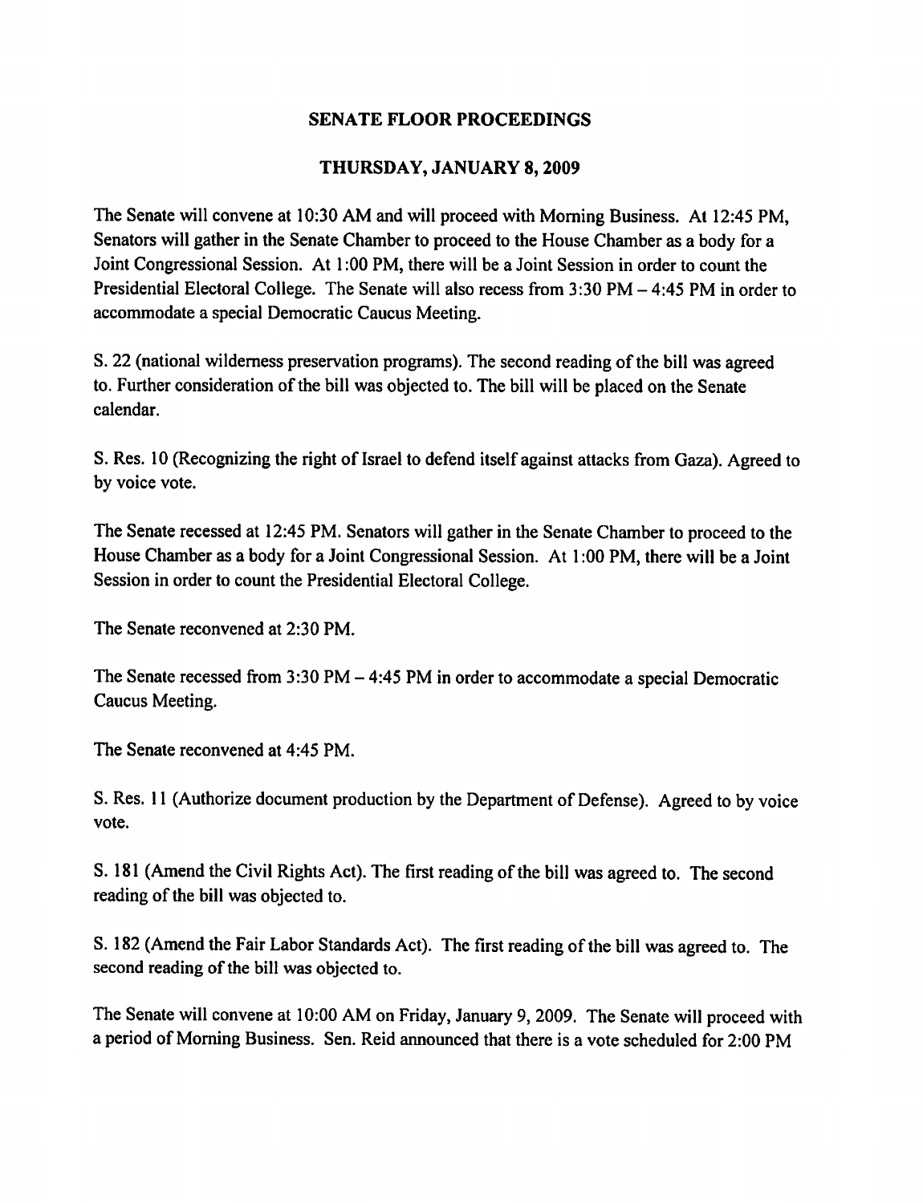**SENATE FLOOR PROCEEDINGS**

**THURSDAY, JANUARY 8, 2009**

The Senate will convene at 10:30 AM and will proceed with Morning Business. At 12:45 PM, Senators will gather in the Senate Chamber to proceed to the House Chamber as a body for a Joint Congressional Session. At 1:00 PM, there will be a Joint Session in order to count the Presidential Electoral College. The Senate will also recess from 3:30 PM – 4:45 PM in order to accommodate a special Democratic Caucus Meeting.

S. 22 (national wilderness preservation programs). The second reading of the bill was agreed to. Further consideration of the bill was objected to. The bill will be placed on the Senate calendar.

S. Res. 10 (Recognizing the right of Israel to defend itself against attacks from Gaza). Agreed to by voice vote.

The Senate recessed at 12:45 PM. Senators will gather in the Senate Chamber to proceed to the House Chamber as a body for a Joint Congressional Session. At 1:00 PM, there will be a Joint Session in order to count the Presidential Electoral College.

The Senate reconvened at 2:30 PM.

The Senate recessed from 3:30 PM – 4:45 PM in order to accommodate a special Democratic Caucus Meeting.

The Senate reconvened at 4:45 PM.

S. Res. 11 (Authorize document production by the Department of Defense). Agreed to by voice vote.

S. 181 (Amend the Civil Rights Act). The first reading of the bill was agreed to. The second reading of the bill was objected to.

S. 182 (Amend the Fair Labor Standards Act). The first reading of the bill was agreed to. The second reading of the bill was objected to.

The Senate will convene at 10:00 AM on Friday, January 9, 2009. The Senate will proceed with a period of Morning Business. Sen. Reid announced that there is a vote scheduled for 2:00 PM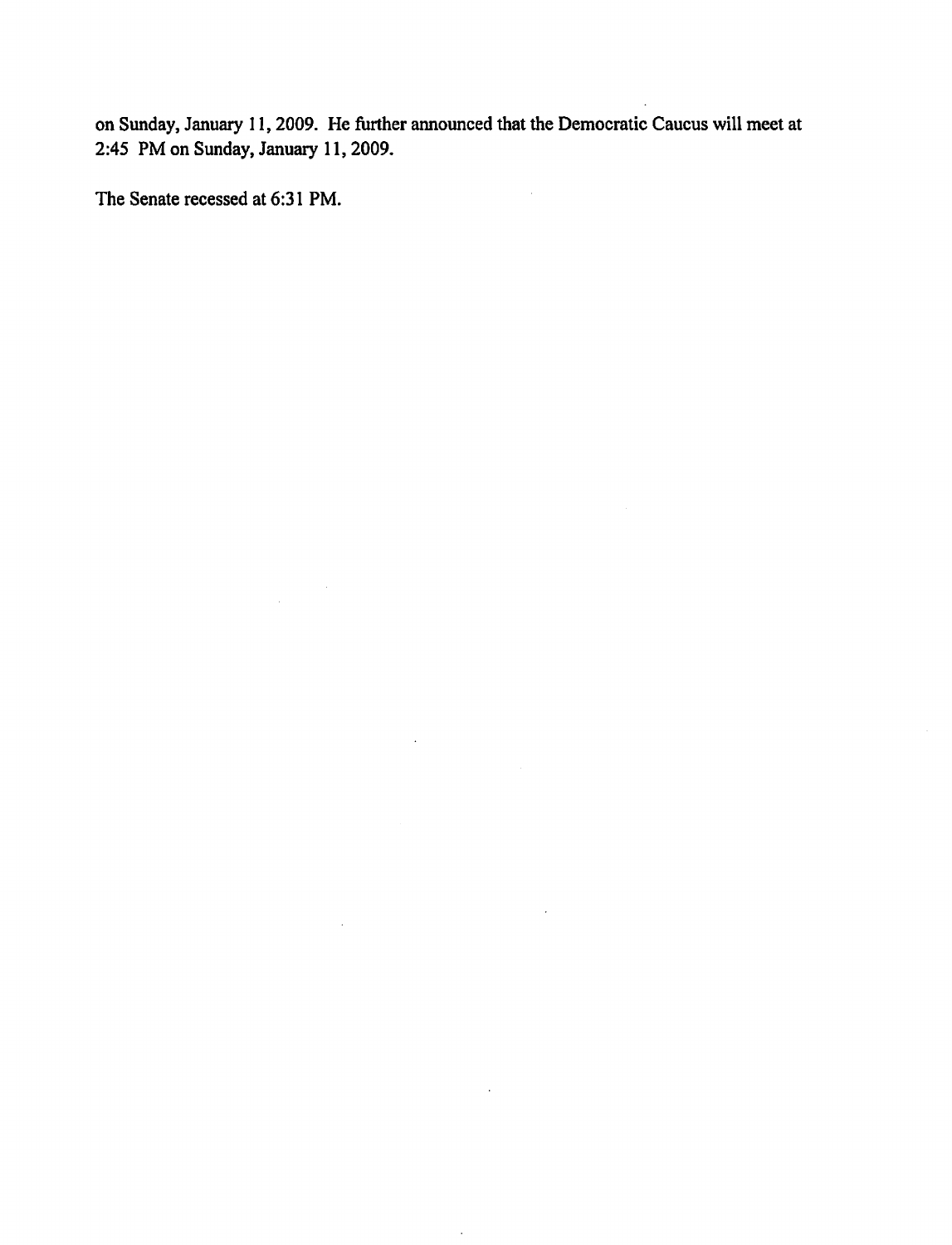on Sunday, January 11, 2009. He further announced that the Democratic Caucus will meet at 2:45 PM on Sunday, January 11, 2009.

The Senate recessed at 6:31 PM.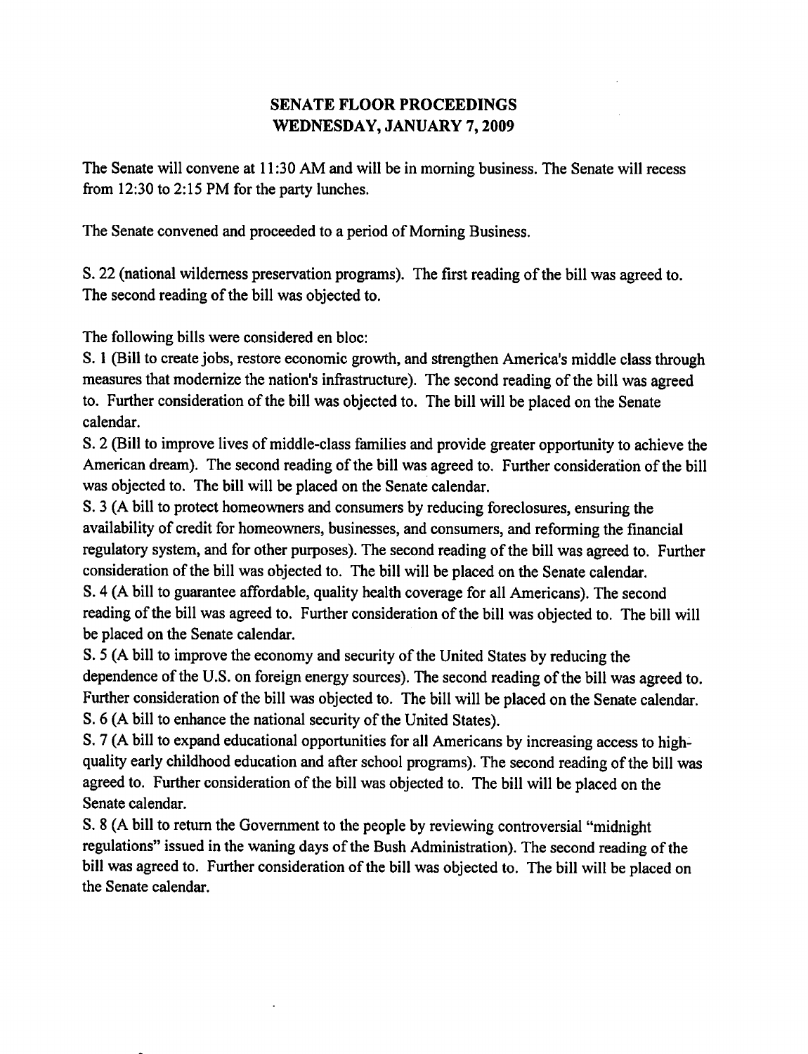# SENATE FLOOR PROCEEDINGS
# WEDNESDAY, JANUARY 7, 2009

The Senate will convene at 11:30 AM and will be in morning business. The Senate will recess from 12:30 to 2:15 PM for the party lunches.

The Senate convened and proceeded to a period of Morning Business.

S. 22 (national wilderness preservation programs). The first reading of the bill was agreed to. The second reading of the bill was objected to.

The following bills were considered en bloc:

S. 1 (Bill to create jobs, restore economic growth, and strengthen America's middle class through measures that modernize the nation's infrastructure). The second reading of the bill was agreed to. Further consideration of the bill was objected to. The bill will be placed on the Senate calendar.

S. 2 (Bill to improve lives of middle-class families and provide greater opportunity to achieve the American dream). The second reading of the bill was agreed to. Further consideration of the bill was objected to. The bill will be placed on the Senate calendar.

S. 3 (A bill to protect homeowners and consumers by reducing foreclosures, ensuring the availability of credit for homeowners, businesses, and consumers, and reforming the financial regulatory system, and for other purposes). The second reading of the bill was agreed to. Further consideration of the bill was objected to. The bill will be placed on the Senate calendar.

S. 4 (A bill to guarantee affordable, quality health coverage for all Americans). The second reading of the bill was agreed to. Further consideration of the bill was objected to. The bill will be placed on the Senate calendar.

S. 5 (A bill to improve the economy and security of the United States by reducing the dependence of the U.S. on foreign energy sources). The second reading of the bill was agreed to. Further consideration of the bill was objected to. The bill will be placed on the Senate calendar.

S. 6 (A bill to enhance the national security of the United States).

S. 7 (A bill to expand educational opportunities for all Americans by increasing access to high-quality early childhood education and after school programs). The second reading of the bill was agreed to. Further consideration of the bill was objected to. The bill will be placed on the Senate calendar.

S. 8 (A bill to return the Government to the people by reviewing controversial "midnight regulations" issued in the waning days of the Bush Administration). The second reading of the bill was agreed to. Further consideration of the bill was objected to. The bill will be placed on the Senate calendar.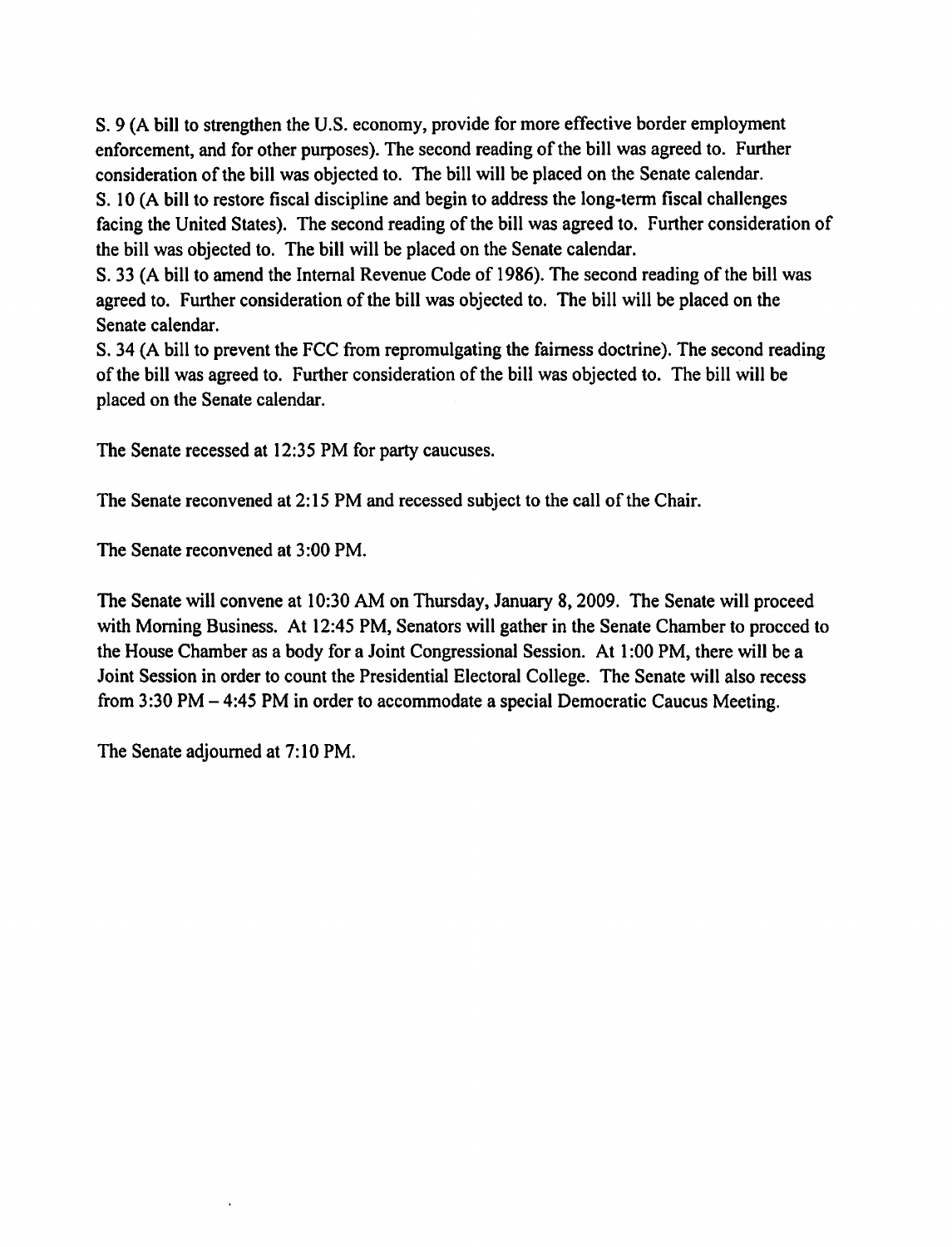S. 9 (A bill to strengthen the U.S. economy, provide for more effective border employment enforcement, and for other purposes). The second reading of the bill was agreed to. Further consideration of the bill was objected to. The bill will be placed on the Senate calendar.
S. 10 (A bill to restore fiscal discipline and begin to address the long-term fiscal challenges facing the United States). The second reading of the bill was agreed to. Further consideration of the bill was objected to. The bill will be placed on the Senate calendar.
S. 33 (A bill to amend the Internal Revenue Code of 1986). The second reading of the bill was agreed to. Further consideration of the bill was objected to. The bill will be placed on the Senate calendar.
S. 34 (A bill to prevent the FCC from repromulgating the fairness doctrine). The second reading of the bill was agreed to. Further consideration of the bill was objected to. The bill will be placed on the Senate calendar.

The Senate recessed at 12:35 PM for party caucuses.

The Senate reconvened at 2:15 PM and recessed subject to the call of the Chair.

The Senate reconvened at 3:00 PM.

The Senate will convene at 10:30 AM on Thursday, January 8, 2009. The Senate will proceed with Morning Business. At 12:45 PM, Senators will gather in the Senate Chamber to procced to the House Chamber as a body for a Joint Congressional Session. At 1:00 PM, there will be a Joint Session in order to count the Presidential Electoral College. The Senate will also recess from 3:30 PM – 4:45 PM in order to accommodate a special Democratic Caucus Meeting.

The Senate adjourned at 7:10 PM.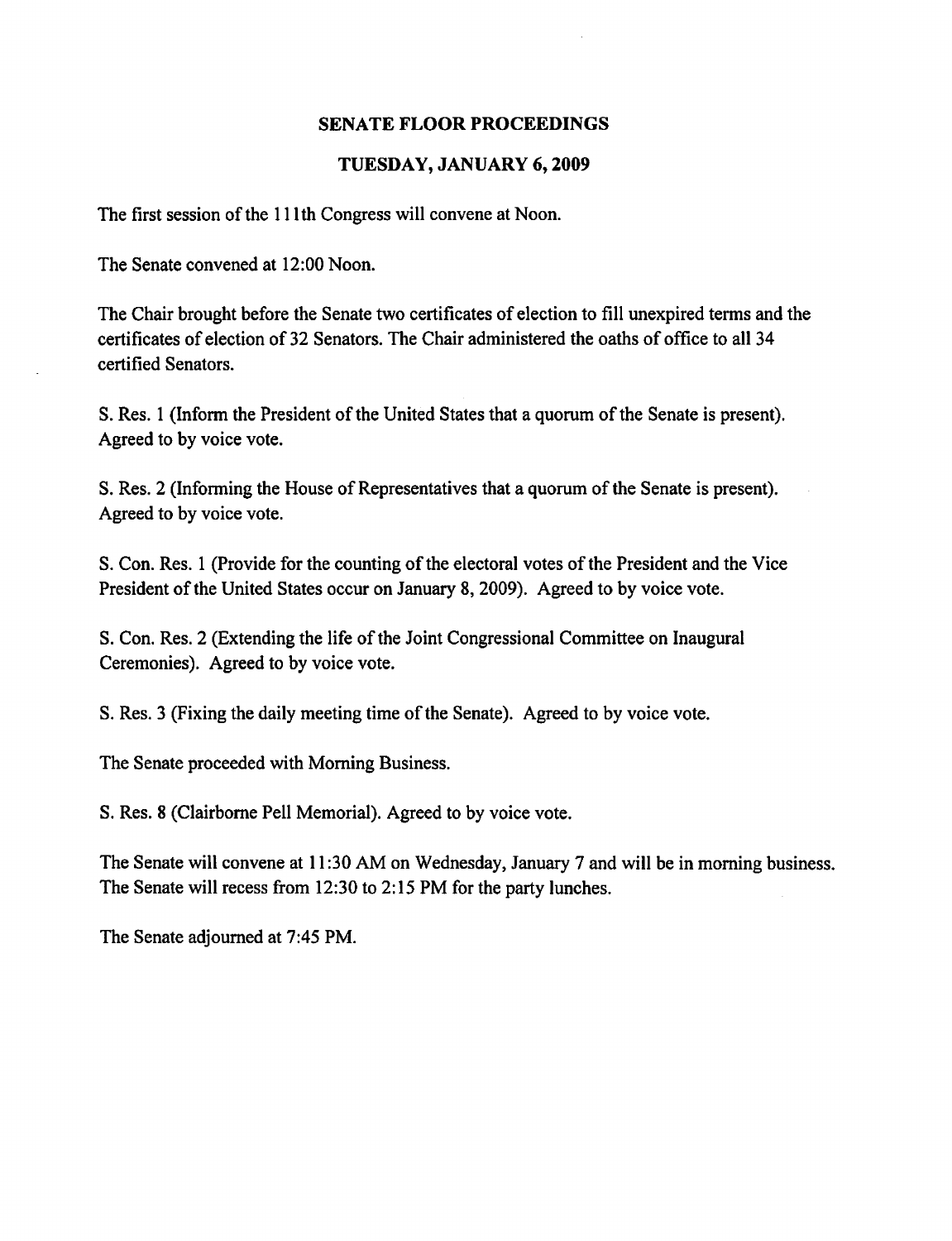**SENATE FLOOR PROCEEDINGS**

**TUESDAY, JANUARY 6, 2009**

The first session of the 111th Congress will convene at Noon.

The Senate convened at 12:00 Noon.

The Chair brought before the Senate two certificates of election to fill unexpired terms and the certificates of election of 32 Senators. The Chair administered the oaths of office to all 34 certified Senators.

S. Res. 1 (Inform the President of the United States that a quorum of the Senate is present). Agreed to by voice vote.

S. Res. 2 (Informing the House of Representatives that a quorum of the Senate is present). Agreed to by voice vote.

S. Con. Res. 1 (Provide for the counting of the electoral votes of the President and the Vice President of the United States occur on January 8, 2009). Agreed to by voice vote.

S. Con. Res. 2 (Extending the life of the Joint Congressional Committee on Inaugural Ceremonies). Agreed to by voice vote.

S. Res. 3 (Fixing the daily meeting time of the Senate). Agreed to by voice vote.

The Senate proceeded with Morning Business.

S. Res. 8 (Clairborne Pell Memorial). Agreed to by voice vote.

The Senate will convene at 11:30 AM on Wednesday, January 7 and will be in morning business. The Senate will recess from 12:30 to 2:15 PM for the party lunches.

The Senate adjourned at 7:45 PM.